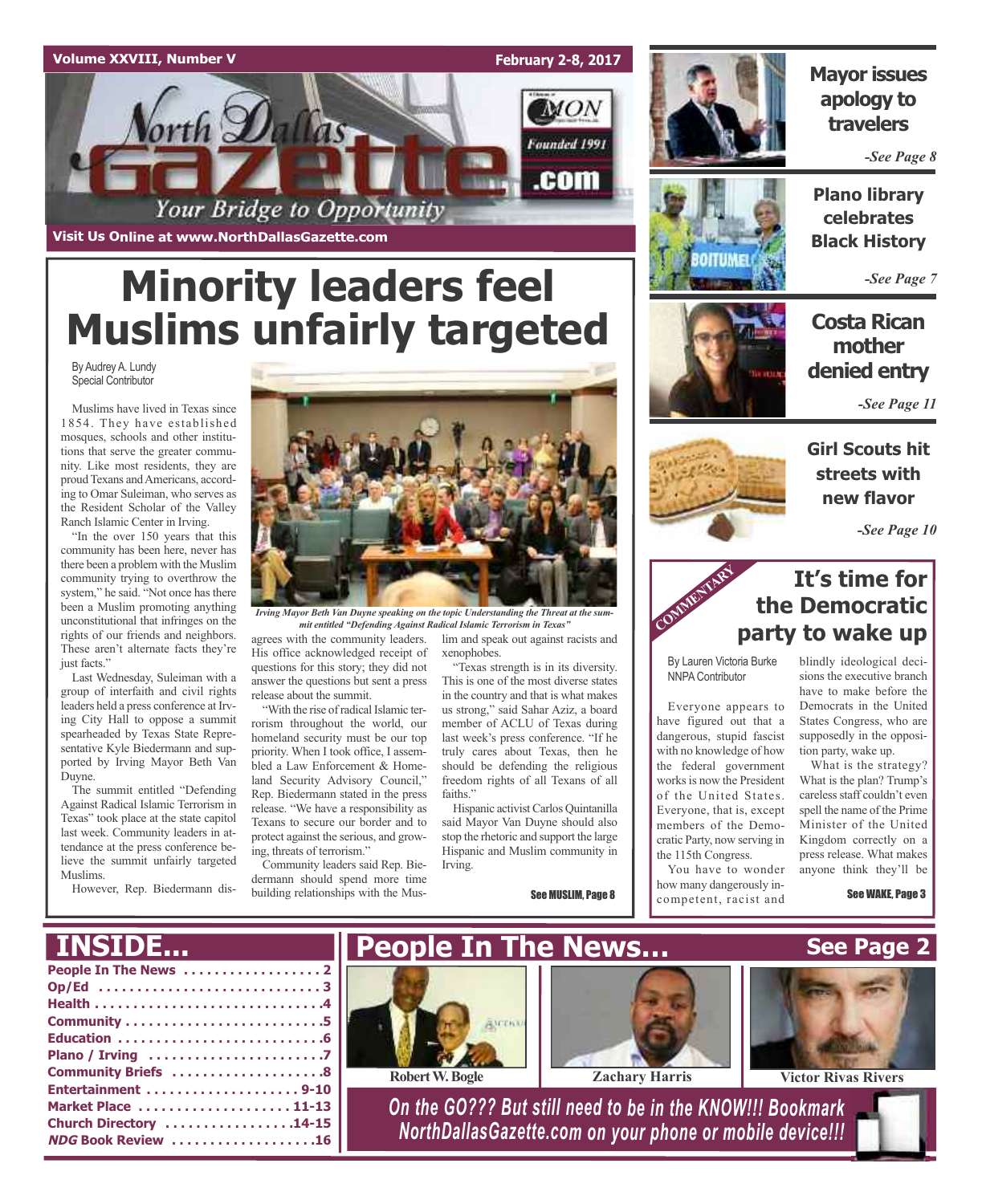Volume XXVIII, Number V — February 2-8, 2017

# North Dallas Gazette

*Your Bridge to Opportunity*

Founded 1991

Visit Us Online at www.NorthDallasGazette.com

# Minority leaders feel Muslims unfairly targeted

By Audrey A. Lundy
Special Contributor

Muslims have lived in Texas since 1854. They have established mosques, schools and other institutions that serve the greater community. Like most residents, they are proud Texans and Americans, according to Omar Suleiman, who serves as the Resident Scholar of the Valley Ranch Islamic Center in Irving.

"In the over 150 years that this community has been here, never has there been a problem with the Muslim community trying to overthrow the system," he said. "Not once has there been a Muslim promoting anything unconstitutional that infringes on the rights of our friends and neighbors. These aren't alternate facts they're just facts."

Last Wednesday, Suleiman with a group of interfaith and civil rights leaders held a press conference at Irving City Hall to oppose a summit spearheaded by Texas State Representative Kyle Biedermann and supported by Irving Mayor Beth Van Duyne.

The summit entitled "Defending Against Radical Islamic Terrorism in Texas" took place at the state capitol last week. Community leaders in attendance at the press conference believe the summit unfairly targeted Muslims.

*Irving Mayor Beth Van Duyne speaking on the topic Understanding the Threat at the summit entitled "Defending Against Radical Islamic Terrorism in Texas"*

However, Rep. Biedermann disagrees with the community leaders. His office acknowledged receipt of questions for this story; they did not answer the questions but sent a press release about the summit.

"With the rise of radical Islamic terrorism throughout the world, our homeland security must be our top priority. When I took office, I assembled a Law Enforcement & Homeland Security Advisory Council," Rep. Biedermann stated in the press release. "We have a responsibility as Texans to secure our border and to protect against the serious, and growing, threats of terrorism."

Community leaders said Rep. Biedermann should spend more time building relationships with the Muslim and speak out against racists and xenophobes.

"Texas strength is in its diversity. This is one of the most diverse states in the country and that is what makes us strong," said Sahar Aziz, a board member of ACLU of Texas during last week's press conference. "If he truly cares about Texas, then he should be defending the religious freedom rights of all Texans of all faiths."

Hispanic activist Carlos Quintanilla said Mayor Van Duyne should also stop the rhetoric and support the large Hispanic and Muslim community in Irving.

See MUSLIM, Page 8

## Mayor issues apology to travelers

*-See Page 8*

## Plano library celebrates Black History

*-See Page 7*

## Costa Rican mother denied entry

*-See Page 11*

## Girl Scouts hit streets with new flavor

*-See Page 10*

COMMENTARY

## It's time for the Democratic party to wake up

By Lauren Victoria Burke
NNPA Contributor

Everyone appears to have figured out that a dangerous, stupid fascist with no knowledge of how the federal government works is now the President of the United States. Everyone, that is, except members of the Democratic Party, now serving in the 115th Congress.

You have to wonder how many dangerously incompetent, racist and blindly ideological decisions the executive branch have to make before the Democrats in the United States Congress, who are supposedly in the opposition party, wake up.

What is the strategy? What is the plan? Trump's careless staff couldn't even spell the name of the Prime Minister of the United Kingdom correctly on a press release. What makes anyone think they'll be

See WAKE, Page 3

## INSIDE...

- People In The News . . . . . . . . 2
- Op/Ed . . . . . . . . 3
- Health . . . . . . . . 4
- Community . . . . . . . . 5
- Education . . . . . . . . 6
- Plano / Irving . . . . . . . . 7
- Community Briefs . . . . . . . . 8
- Entertainment . . . . . . . . 9-10
- Market Place . . . . . . . . 11-13
- Church Directory . . . . . . . . 14-15
- *NDG* Book Review . . . . . . . . 16

## People In The News... See Page 2

Robert W. Bogle — Zachary Harris — Victor Rivas Rivers

*On the GO??? But still need to be in the KNOW!!! Bookmark NorthDallasGazette.com on your phone or mobile device!!!*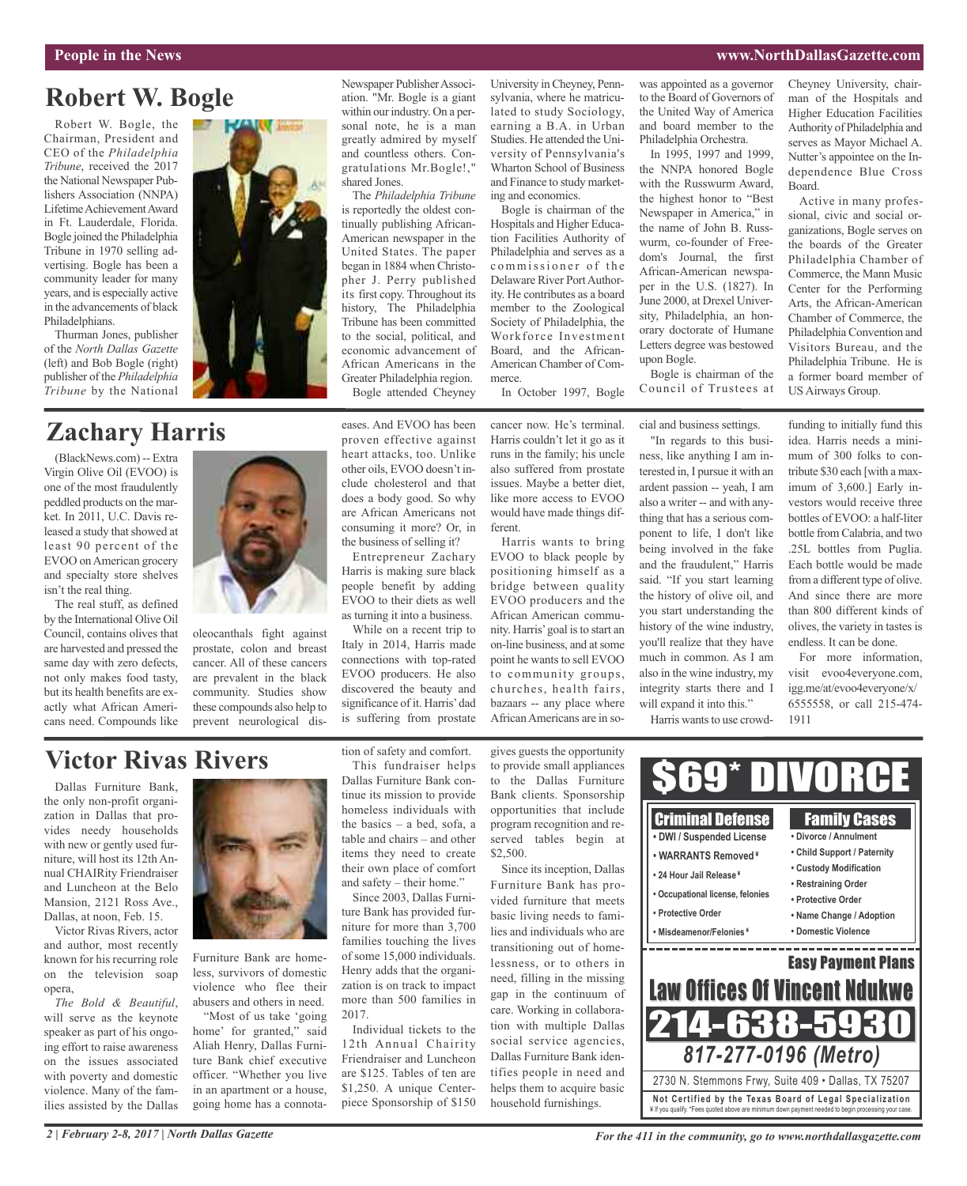## Robert W. Bogle

Robert W. Bogle, the Chairman, President and CEO of the *Philadelphia Tribune*, received the 2017 the National Newspaper Publishers Association (NNPA) Lifetime Achievement Award in Ft. Lauderdale, Florida. Bogle joined the Philadelphia Tribune in 1970 selling advertising. Bogle has been a community leader for many years, and is especially active in the advancements of black Philadelphians.

Thurman Jones, publisher of the *North Dallas Gazette* (left) and Bob Bogle (right) publisher of the *Philadelphia Tribune* by the National Newspaper Publisher Association. "Mr. Bogle is a giant within our industry. On a personal note, he is a man greatly admired by myself and countless others. Congratulations Mr.Bogle!," shared Jones.

The *Philadelphia Tribune* is reportedly the oldest continually publishing African-American newspaper in the United States. The paper began in 1884 when Christopher J. Perry published its first copy. Throughout its history, The Philadelphia Tribune has been committed to the social, political, and economic advancement of African Americans in the Greater Philadelphia region.

Bogle attended Cheyney University in Cheyney, Pennsylvania, where he matriculated to study Sociology, earning a B.A. in Urban Studies. He attended the University of Pennsylvania's Wharton School of Business and Finance to study marketing and economics.

Bogle is chairman of the Hospitals and Higher Education Facilities Authority of Philadelphia and serves as a commissioner of the Delaware River Port Authority. He contributes as a board member to the Zoological Society of Philadelphia, the Workforce Investment Board, and the African-American Chamber of Commerce.

In October 1997, Bogle was appointed as a governor to the Board of Governors of the United Way of America and board member to the Philadelphia Orchestra.

In 1995, 1997 and 1999, the NNPA honored Bogle with the Russwurm Award, the highest honor to "Best Newspaper in America," in the name of John B. Russwurm, co-founder of Freedom's Journal, the first African-American newspaper in the U.S. (1827). In June 2000, at Drexel University, Philadelphia, an honorary doctorate of Humane Letters degree was bestowed upon Bogle.

Bogle is chairman of the Council of Trustees at Cheyney University, chairman of the Hospitals and Higher Education Facilities Authority of Philadelphia and serves as Mayor Michael A. Nutter's appointee on the Independence Blue Cross Board.

Active in many professional, civic and social organizations, Bogle serves on the boards of the Greater Philadelphia Chamber of Commerce, the Mann Music Center for the Performing Arts, the African-American Chamber of Commerce, the Philadelphia Convention and Visitors Bureau, and the Philadelphia Tribune. He is a former board member of US Airways Group.

## Zachary Harris

(BlackNews.com) -- Extra Virgin Olive Oil (EVOO) is one of the most fraudulently peddled products on the market. In 2011, U.C. Davis released a study that showed at least 90 percent of the EVOO on American grocery and specialty store shelves isn't the real thing.

The real stuff, as defined by the International Olive Oil Council, contains olives that are harvested and pressed the same day with zero defects, not only makes food tasty, but its health benefits are exactly what African Americans need. Compounds like oleocanthals fight against prostate, colon and breast cancer. All of these cancers are prevalent in the black community. Studies show these compounds also help to prevent neurological diseases. And EVOO has been proven effective against heart attacks, too. Unlike other oils, EVOO doesn't include cholesterol and that does a body good. So why are African Americans not consuming it more? Or, in the business of selling it?

Entrepreneur Zachary Harris is making sure black people benefit by adding EVOO to their diets as well as turning it into a business.

While on a recent trip to Italy in 2014, Harris made connections with top-rated EVOO producers. He also discovered the beauty and significance of it. Harris' dad is suffering from prostate cancer now. He's terminal. Harris couldn't let it go as it runs in the family; his uncle also suffered from prostate issues. Maybe a better diet, like more access to EVOO would have made things different.

Harris wants to bring EVOO to black people by positioning himself as a bridge between quality EVOO producers and the African American community. Harris' goal is to start an on-line business, and at some point he wants to sell EVOO to community groups, churches, health fairs, bazaars -- any place where African Americans are in social and business settings.

"In regards to this business, like anything I am interested in, I pursue it with an ardent passion -- yeah, I am also a writer -- and with anything that has a serious component to life, I don't like being involved in the fake and the fraudulent," Harris said. "If you start learning the history of olive oil, and you start understanding the history of the wine industry, you'll realize that they have much in common. As I am also in the wine industry, my integrity starts there and I will expand it into this."

Harris wants to use crowdfunding to initially fund this idea. Harris needs a minimum of 300 folks to contribute $30 each [with a maximum of 3,600.] Early investors would receive three bottles of EVOO: a half-liter bottle from Calabria, and two .25L bottles from Puglia. Each bottle would be made from a different type of olive. And since there are more than 800 different kinds of olives, the variety in tastes is endless. It can be done.

For more information, visit evoo4everyone.com, igg.me/at/evoo4everyone/x/6555558, or call 215-474-1911

## Victor Rivas Rivers

Dallas Furniture Bank, the only non-profit organization in Dallas that provides needy households with new or gently used furniture, will host its 12th Annual CHAIRity Friendraiser and Luncheon at the Belo Mansion, 2121 Ross Ave., Dallas, at noon, Feb. 15.

Victor Rivas Rivers, actor and author, most recently known for his recurring role on the television soap opera, *The Bold & Beautiful*, will serve as the keynote speaker as part of his ongoing effort to raise awareness on the issues associated with poverty and domestic violence. Many of the families assisted by the Dallas Furniture Bank are homeless, survivors of domestic violence who flee their abusers and others in need.

"Most of us take 'going home' for granted," said Aliah Henry, Dallas Furniture Bank chief executive officer. "Whether you live in an apartment or a house, going home has a connotation of safety and comfort.

This fundraiser helps Dallas Furniture Bank continue its mission to provide homeless individuals with the basics – a bed, sofa, a table and chairs – and other items they need to create their own place of comfort and safety – their home."

Since 2003, Dallas Furniture Bank has provided furniture for more than 3,700 families touching the lives of some 15,000 individuals. Henry adds that the organization is on track to impact more than 500 families in 2017.

Individual tickets to the 12th Annual Chairity Friendraiser and Luncheon are $125. Tables of ten are $1,250. A unique Centerpiece Sponsorship of $150 gives guests the opportunity to provide small appliances to the Dallas Furniture Bank clients. Sponsorship opportunities that include program recognition and reserved tables begin at $2,500.

Since its inception, Dallas Furniture Bank has provided furniture that meets basic living needs to families and individuals who are transitioning out of homelessness, or to others in need, filling in the missing gap in the continuum of care. Working in collaboration with multiple Dallas social service agencies, Dallas Furniture Bank identifies people in need and helps them to acquire basic household furnishings.

**$69* DIVORCE**

**Criminal Defense**
- DWI / Suspended License
- WARRANTS Removed ¥
- 24 Hour Jail Release ¥
- Occupational license, felonies
- Protective Order
- Misdeamenor/Felonies ¥

**Family Cases**
- Divorce / Annulment
- Child Support / Paternity
- Custody Modification
- Restraining Order
- Protective Order
- Name Change / Adoption
- Domestic Violence

**Easy Payment Plans**

**Law Offices Of Vincent Ndukwe**

**214-638-5930**

**817-277-0196 (Metro)**

2730 N. Stemmons Frwy, Suite 409 • Dallas, TX 75207

**Not Certified by the Texas Board of Legal Specialization**

¥ If you qualify. *Fees quoted above are minimum down payment needed to begin processing your case.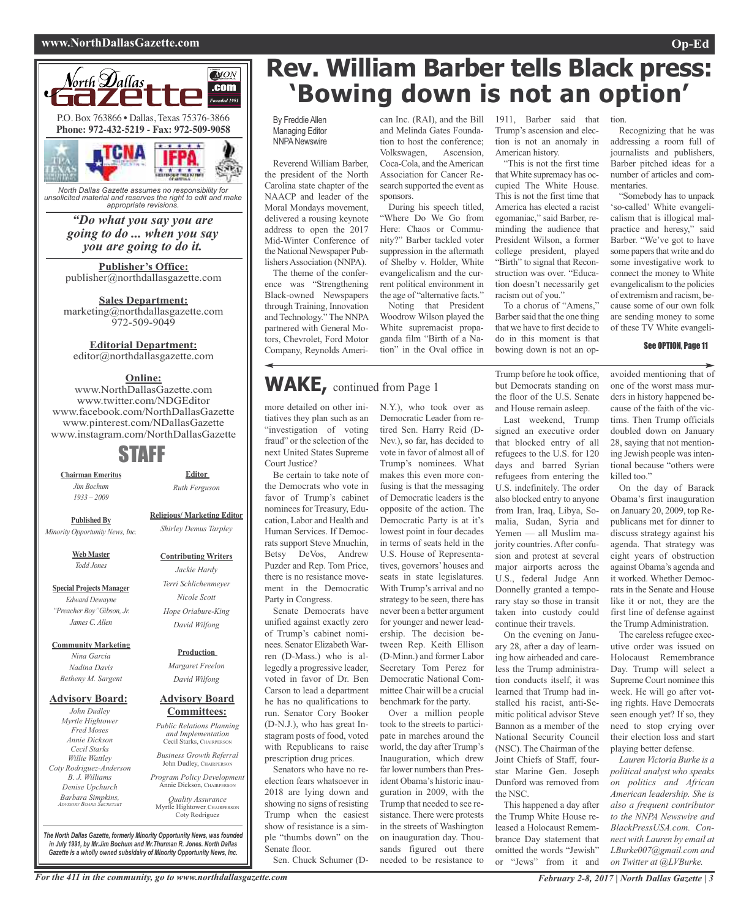North Dallas Gazette

P.O. Box 763866 • Dallas, Texas 75376-3866
**Phone: 972-432-5219 - Fax: 972-509-9058**

*North Dallas Gazette assumes no responsibility for unsolicited material and reserves the right to edit and make appropriate revisions.*

***"Do what you say you are going to do ... when you say you are going to do it.***

**Publisher's Office:**
publisher@northdallasgazette.com

**Sales Department:**
marketing@northdallasgazette.com
972-509-9049

**Editorial Department:**
editor@northdallasgazette.com

**Online:**
www.NorthDallasGazette.com
www.twitter.com/NDGEditor
www.facebook.com/NorthDallasGazette
www.pinterest.com/NDallasGazette
www.instagram.com/NorthDallasGazette

## STAFF

**Chairman Emeritus**
*Jim Bochum*
*1933 – 2009*

**Editor**
*Ruth Ferguson*

**Published By**
*Minority Opportunity News, Inc.*

**Religious/ Marketing Editor**
*Shirley Demus Tarpley*

**Web Master**
*Todd Jones*

**Contributing Writers**
*Jackie Hardy*
*Terri Schlichenmeyer*
*Nicole Scott*
*Hope Oriabure-King*
*David Wilfong*

**Special Projects Manager**
*Edward Dewayne "Preacher Boy" Gibson, Jr.*
*James C. Allen*

**Community Marketing**
*Nina Garcia*
*Nadina Davis*
*Betheny M. Sargent*

**Production**
*Margaret Freelon*
*David Wilfong*

**Advisory Board:**
*John Dudley*
*Myrtle Hightower*
*Fred Moses*
*Annie Dickson*
*Cecil Starks*
*Willie Wattley*
*Coty Rodriguez-Anderson*
*B. J. Williams*
*Denise Upchurch*
*Barbara Simpkins, Advisory Board Secretary*

**Advisory Board Committees:**
*Public Relations Planning and Implementation*
Cecil Starks, Chairperson
*Business Growth Referral*
John Dudley, Chairperson
*Program Policy Development*
Annie Dickson, Chairperson
*Quality Assurance*
Myrtle Hightower, Chairperson
Coty Rodriguez

*The North Dallas Gazette, formerly Minority Opportunity News, was founded in July 1991, by Mr.Jim Bochum and Mr.Thurman R. Jones. North Dallas Gazette is a wholly owned subsidairy of Minority Opportunity News, Inc.*

# Rev. William Barber tells Black press: 'Bowing down is not an option'

By Freddie Allen
Managing Editor
NNPA Newswire

Reverend William Barber, the president of the North Carolina state chapter of the NAACP and leader of the Moral Mondays movement, delivered a rousing keynote address to open the 2017 Mid-Winter Conference of the National Newspaper Publishers Association (NNPA).

The theme of the conference was "Strengthening Black-owned Newspapers through Training, Innovation and Technology." The NNPA partnered with General Motors, Chevrolet, Ford Motor Company, Reynolds American Inc. (RAI), and the Bill and Melinda Gates Foundation to host the conference; Volkswagen, Ascension, Coca-Cola, and the American Association for Cancer Research supported the event as sponsors.

During his speech titled, "Where Do We Go from Here: Chaos or Community?" Barber tackled voter suppression in the aftermath of Shelby v. Holder, White evangelicalism and the current political environment in the age of "alternative facts."

Noting that President Woodrow Wilson played the White supremacist propaganda film "Birth of a Nation" in the Oval office in 1911, Barber said that Trump's ascension and election is not an anomaly in American history.

"This is not the first time that White supremacy has occupied The White House. This is not the first time that America has elected a racist egomaniac," said Barber, reminding the audience that President Wilson, a former college president, played "Birth" to signal that Reconstruction was over. "Education doesn't necessarily get racism out of you."

To a chorus of "Amens," Barber said that the one thing that we have to first decide to do in this moment is that bowing down is not an option.

Recognizing that he was addressing a room full of journalists and publishers, Barber pitched ideas for a number of articles and commentaries.

"Somebody has to unpack 'so-called' White evangelicalism that is illogical malpractice and heresy," said Barber. "We've got to have some papers that write and do some investigative work to connect the money to White evangelicalism to the policies of extremism and racism, because some of our own folk are sending money to some of these TV White evangeli-

See OPTION, Page 11

## WAKE, continued from Page 1

more detailed on other initiatives they plan such as an "investigation of voting fraud" or the selection of the next United States Supreme Court Justice?

Be certain to take note of the Democrats who vote in favor of Trump's cabinet nominees for Treasury, Education, Labor and Health and Human Services. If Democrats support Steve Mnuchin, Betsy DeVos, Andrew Puzder and Rep. Tom Price, there is no resistance movement in the Democratic Party in Congress.

Senate Democrats have unified against exactly zero of Trump's cabinet nominees. Senator Elizabeth Warren (D-Mass.) who is allegedly a progressive leader, voted in favor of Dr. Ben Carson to lead a department he has no qualifications to run. Senator Cory Booker (D-N.J.), who has great Instagram posts of food, voted with Republicans to raise prescription drug prices.

Senators who have no reelection fears whatsoever in 2018 are lying down and showing no signs of resisting Trump when the easiest show of resistance is a simple "thumbs down" on the Senate floor.

Sen. Chuck Schumer (D-N.Y.), who took over as Democratic Leader from retired Sen. Harry Reid (D-Nev.), so far, has decided to vote in favor of almost all of Trump's nominees. What makes this even more confusing is that the messaging of Democratic leaders is the opposite of the action. The Democratic Party is at it's lowest point in four decades in terms of seats held in the U.S. House of Representatives, governors' houses and seats in state legislatures. With Trump's arrival and no strategy to be seen, there has never been a better argument for younger and newer leadership. The decision between Rep. Keith Ellison (D-Minn.) and former Labor Secretary Tom Perez for Democratic National Committee Chair will be a crucial benchmark for the party.

Over a million people took to the streets to participate in marches around the world, the day after Trump's Inauguration, which drew far lower numbers than President Obama's historic inauguration in 2009, with the Trump that needed to see resistance. There were protests in the streets of Washington on inauguration day. Thousands figured out there needed to be resistance to Trump before he took office, but Democrats standing on the floor of the U.S. Senate and House remain asleep.

Last weekend, Trump signed an executive order that blocked entry of all refugees to the U.S. for 120 days and barred Syrian refugees from entering the U.S. indefinitely. The order also blocked entry to anyone from Iran, Iraq, Libya, Somalia, Sudan, Syria and Yemen — all Muslim majority countries. After confusion and protest at several major airports across the U.S., federal Judge Ann Donnelly granted a temporary stay so those in transit taken into custody could continue their travels.

On the evening on January 28, after a day of learning how airheaded and careless the Trump administration conducts itself, it was learned that Trump had installed his racist, anti-Semitic political advisor Steve Bannon as a member of the National Security Council (NSC). The Chairman of the Joint Chiefs of Staff, four-star Marine Gen. Joseph Dunford was removed from the NSC.

This happened a day after the Trump White House released a Holocaust Remembrance Day statement that omitted the words "Jewish" or "Jews" from it and avoided mentioning that of one of the worst mass murders in history happened because of the faith of the victims. Then Trump officials doubled down on January 28, saying that not mentioning Jewish people was intentional because "others were killed too."

On the day of Barack Obama's first inauguration on January 20, 2009, top Republicans met for dinner to discuss strategy against his agenda. That strategy was eight years of obstruction against Obama's agenda and it worked. Whether Democrats in the Senate and House like it or not, they are the first line of defense against the Trump Administration.

The careless refugee executive order was issued on Holocaust Remembrance Day. Trump will select a Supreme Court nominee this week. He will go after voting rights. Have Democrats seen enough yet? If so, they need to stop crying over their election loss and start playing better defense.

*Lauren Victoria Burke is a political analyst who speaks on politics and African American leadership. She is also a frequent contributor to the NNPA Newswire and BlackPressUSA.com. Connect with Lauren by email at LBurke007@gmail.com and on Twitter at @LVBurke.*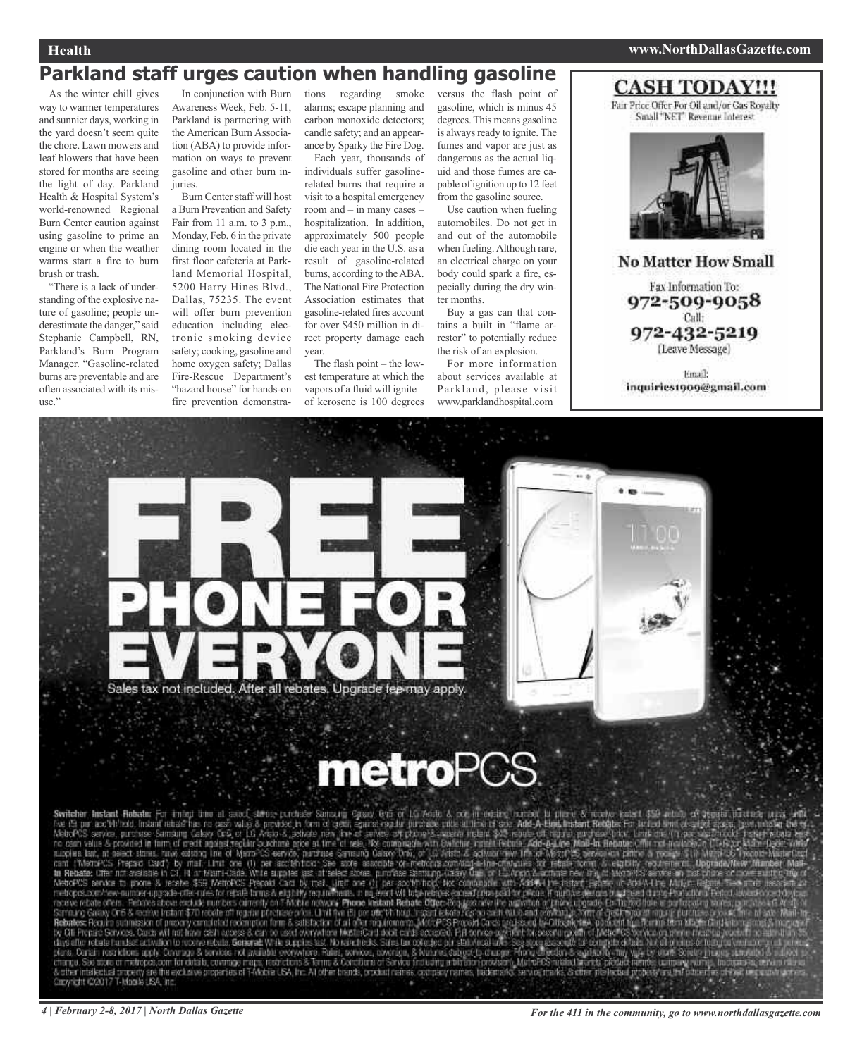# Parkland staff urges caution when handling gasoline

As the winter chill gives way to warmer temperatures and sunnier days, working in the yard doesn't seem quite the chore. Lawn mowers and leaf blowers that have been stored for months are seeing the light of day. Parkland Health & Hospital System's world-renowned Regional Burn Center caution against using gasoline to prime an engine or when the weather warms start a fire to burn brush or trash.

"There is a lack of understanding of the explosive nature of gasoline; people underestimate the danger," said Stephanie Campbell, RN, Parkland's Burn Program Manager. "Gasoline-related burns are preventable and are often associated with its misuse."

In conjunction with Burn Awareness Week, Feb. 5-11, Parkland is partnering with the American Burn Association (ABA) to provide information on ways to prevent gasoline and other burn injuries.

Burn Center staff will host a Burn Prevention and Safety Fair from 11 a.m. to 3 p.m., Monday, Feb. 6 in the private dining room located in the first floor cafeteria at Parkland Memorial Hospital, 5200 Harry Hines Blvd., Dallas, 75235. The event will offer burn prevention education including electronic smoking device safety; cooking, gasoline and home oxygen safety; Dallas Fire-Rescue Department's "hazard house" for hands-on fire prevention demonstrations regarding smoke alarms; escape planning and carbon monoxide detectors; candle safety; and an appearance by Sparky the Fire Dog.

Each year, thousands of individuals suffer gasoline-related burns that require a visit to a hospital emergency room and – in many cases – hospitalization. In addition, approximately 500 people die each year in the U.S. as a result of gasoline-related burns, according to the ABA. The National Fire Protection Association estimates that gasoline-related fires account for over $450 million in direct property damage each year.

The flash point – the lowest temperature at which the vapors of a fluid will ignite – of kerosene is 100 degrees versus the flash point of gasoline, which is minus 45 degrees. This means gasoline is always ready to ignite. The fumes and vapor are just as dangerous as the actual liquid and those fumes are capable of ignition up to 12 feet from the gasoline source.

Use caution when fueling automobiles. Do not get in and out of the automobile when fueling. Although rare, an electrical charge on your body could spark a fire, especially during the dry winter months.

Buy a gas can that contains a built in "flame arrestor" to potentially reduce the risk of an explosion.

For more information about services available at Parkland, please visit www.parklandhospital.com

---

**CASH TODAY!!!**

Fair Price Offer For Oil and/or Gas Royalty Small "NET" Revenue Interest

**No Matter How Small**

Fax Information To: **972-509-9058**

Call: **972-432-5219** (Leave Message)

Email: **inquiries1909@gmail.com**

---

# FREE PHONE FOR EVERYONE

Sales tax not included. After all rebates. Upgrade fee may apply.

**metroPCS**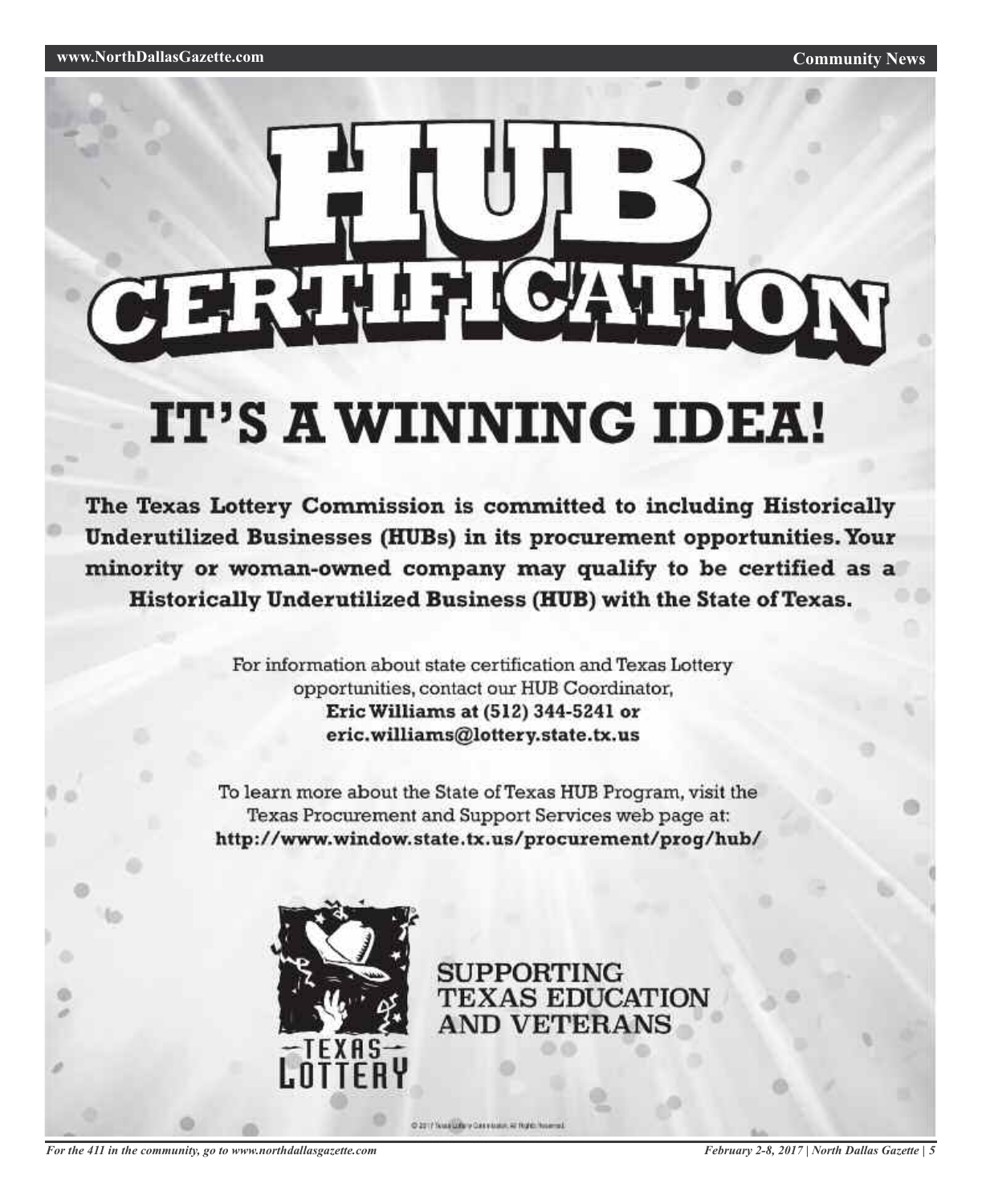# HUB CERTIFICATION

## IT'S A WINNING IDEA!

**The Texas Lottery Commission is committed to including Historically Underutilized Businesses (HUBs) in its procurement opportunities. Your minority or woman-owned company may qualify to be certified as a Historically Underutilized Business (HUB) with the State of Texas.**

For information about state certification and Texas Lottery opportunities, contact our HUB Coordinator, **Eric Williams at (512) 344-5241 or eric.williams@lottery.state.tx.us**

To learn more about the State of Texas HUB Program, visit the Texas Procurement and Support Services web page at: **http://www.window.state.tx.us/procurement/prog/hub/**

TEXAS LOTTERY

SUPPORTING TEXAS EDUCATION AND VETERANS

© 2017 Texas Lottery Commission. All Rights Reserved.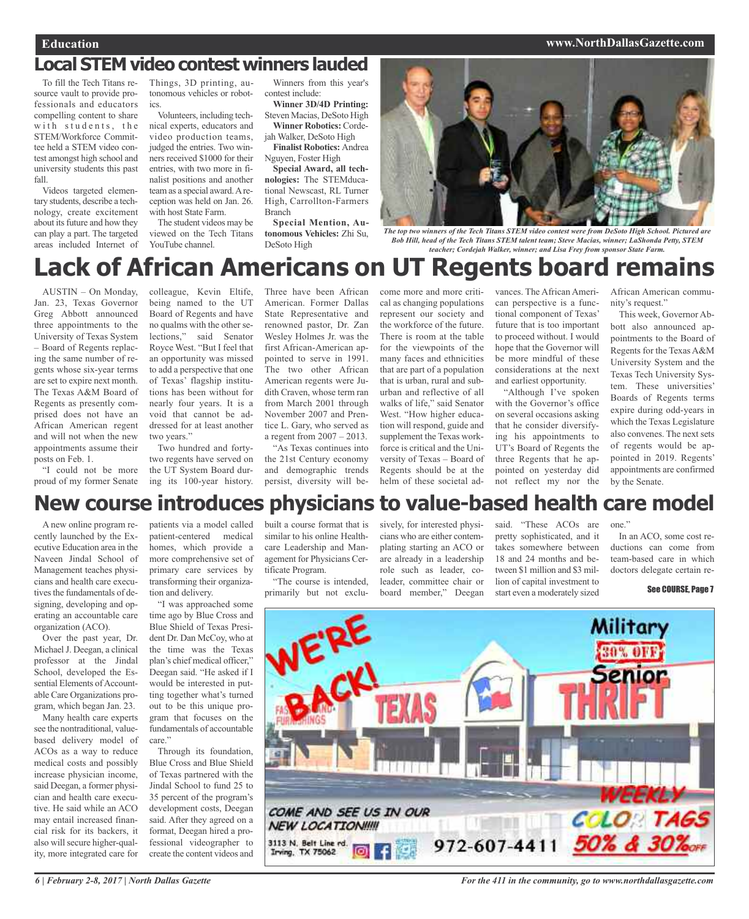## Local STEM video contest winners lauded

To fill the Tech Titans resource vault to provide professionals and educators compelling content to share with students, the STEM/Workforce Committee held a STEM video contest amongst high school and university students this past fall.

Videos targeted elementary students, describe a technology, create excitement about its future and how they can play a part. The targeted areas included Internet of Things, 3D printing, autonomous vehicles or robotics.

Volunteers, including technical experts, educators and video production teams, judged the entries. Two winners received $1000 for their entries, with two more in finalist positions and another team as a special award. A reception was held on Jan. 26. with host State Farm.

The student videos may be viewed on the Tech Titans YouTube channel.

Winners from this year's contest include:

**Winner 3D/4D Printing:** Steven Macias, DeSoto High

**Winner Robotics:** Cordejah Walker, DeSoto High

**Finalist Robotics:** Andrea Nguyen, Foster High

**Special Award, all technologies:** The STEMducational Newscast, RL Turner High, Carrollton-Farmers Branch

**Special Mention, Autonomous Vehicles:** Zhi Su, DeSoto High

*The top two winners of the Tech Titans STEM video contest were from DeSoto High School. Pictured are Bob Hill, head of the Tech Titans STEM talent team; Steve Macias, winner; LaShonda Petty, STEM teacher; Cordejah Walker, winner; and Lisa Frey from sponsor State Farm.*

## Lack of African Americans on UT Regents board remains

AUSTIN – On Monday, Jan. 23, Texas Governor Greg Abbott announced three appointments to the University of Texas System – Board of Regents replacing the same number of regents whose six-year terms are set to expire next month. The Texas A&M Board of Regents as presently comprised does not have an African American regent and will not when the new appointments assume their posts on Feb. 1.

"I could not be more proud of my former Senate colleague, Kevin Eltife, being named to the UT Board of Regents and have no qualms with the other selections," said Senator Royce West. "But I feel that an opportunity was missed to add a perspective that one of Texas' flagship institutions has been without for nearly four years. It is a void that cannot be addressed for at least another two years."

Two hundred and forty-two regents have served on the UT System Board during its 100-year history. Three have been African American. Former Dallas State Representative and renowned pastor, Dr. Zan Wesley Holmes Jr. was the first African-American appointed to serve in 1991. The two other African American regents were Judith Craven, whose term ran from March 2001 through November 2007 and Prentice L. Gary, who served as a regent from 2007 – 2013.

"As Texas continues into the 21st Century economy and demographic trends persist, diversity will become more and more critical as changing populations represent our society and the workforce of the future. There is room at the table for the viewpoints of the many faces and ethnicities that are part of a population that is urban, rural and suburban and reflective of all walks of life," said Senator West. "How higher education will respond, guide and supplement the Texas workforce is critical and the University of Texas – Board of Regents should be at the helm of these societal advances. The African American perspective is a functional component of Texas' future that is too important to proceed without. I would hope that the Governor will be more mindful of these considerations at the next and earliest opportunity.

"Although I've spoken with the Governor's office on several occasions asking that he consider diversifying his appointments to UT's Board of Regents the three Regents that he appointed on yesterday did not reflect my nor the African American community's request."

This week, Governor Abbott also announced appointments to the Board of Regents for the Texas A&M University System and the Texas Tech University System. These universities' Boards of Regents terms expire during odd-years in which the Texas Legislature also convenes. The next sets of regents would be appointed in 2019. Regents' appointments are confirmed by the Senate.

## New course introduces physicians to value-based health care model

A new online program recently launched by the Executive Education area in the Naveen Jindal School of Management teaches physicians and health care executives the fundamentals of designing, developing and operating an accountable care organization (ACO).

Over the past year, Dr. Michael J. Deegan, a clinical professor at the Jindal School, developed the Essential Elements of Accountable Care Organizations program, which began Jan. 23.

Many health care experts see the nontraditional, value-based delivery model of ACOs as a way to reduce medical costs and possibly increase physician income, said Deegan, a former physician and health care executive. He said while an ACO may entail increased financial risk for its backers, it also will secure higher-quality, more integrated care for patients via a model called patient-centered medical homes, which provide a more comprehensive set of primary care services by transforming their organization and delivery.

"I was approached some time ago by Blue Cross and Blue Shield of Texas President Dr. Dan McCoy, who at the time was the Texas plan's chief medical officer," Deegan said. "He asked if I would be interested in putting together what's turned out to be this unique program that focuses on the fundamentals of accountable care."

Through its foundation, Blue Cross and Blue Shield of Texas partnered with the Jindal School to fund 25 to 35 percent of the program's development costs, Deegan said. After they agreed on a format, Deegan hired a professional videographer to create the content videos and built a course format that is similar to his online Healthcare Leadership and Management for Physicians Certificate Program.

"The course is intended, primarily but not exclusively, for interested physicians who are either contemplating starting an ACO or are already in a leadership role such as leader, co-leader, committee chair or board member," Deegan said. "These ACOs are pretty sophisticated, and it takes somewhere between 18 and 24 months and between $1 million and $3 million of capital investment to start even a moderately sized one."

In an ACO, some cost reductions can come from team-based care in which doctors delegate certain re-

See COURSE, Page 7

WE'RE BACK! TEXAS THRIFT

Military 30% OFF Senior

COME AND SEE US IN OUR NEW LOCATION!!!!!

3113 N. Belt Line rd. Irving, TX 75062

972-607-4411

WEEKLY COLOR TAGS 50% & 30% OFF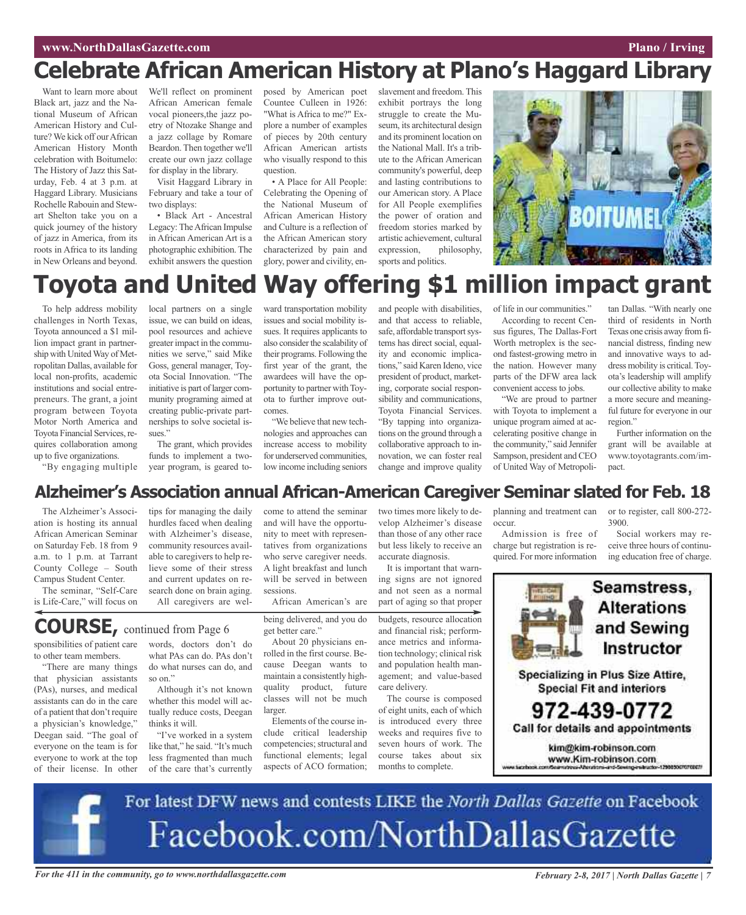# Celebrate African American History at Plano's Haggard Library

Want to learn more about Black art, jazz and the National Museum of African American History and Culture? We kick off our African American History Month celebration with Boitumelo: The History of Jazz this Saturday, Feb. 4 at 3 p.m. at Haggard Library. Musicians Rochelle Rabouin and Stewart Shelton take you on a quick journey of the history of jazz in America, from its roots in Africa to its landing in New Orleans and beyond. We'll reflect on prominent African American female vocal pioneers,the jazz poetry of Ntozake Shange and a jazz collage by Romare Beardon. Then together we'll create our own jazz collage for display in the library.

Visit Haggard Library in February and take a tour of two displays:

• Black Art - Ancestral Legacy: The African Impulse in African American Art is a photographic exhibition. The exhibit answers the question posed by American poet Countee Culleen in 1926: "What is Africa to me?" Explore a number of examples of pieces by 20th century African American artists who visually respond to this question.

• A Place for All People: Celebrating the Opening of the National Museum of African American History and Culture is a reflection of the African American story characterized by pain and glory, power and civility, enslavement and freedom. This exhibit portrays the long struggle to create the Museum, its architectural design and its prominent location on the National Mall. It's a tribute to the African American community's powerful, deep and lasting contributions to our American story. A Place for All People exemplifies the power of oration and freedom stories marked by artistic achievement, cultural expression, philosophy, sports and politics.

# Toyota and United Way offering $1 million impact grant

To help address mobility challenges in North Texas, Toyota announced a $1 million impact grant in partnership with United Way of Metropolitan Dallas, available for local non-profits, academic institutions and social entrepreneurs. The grant, a joint program between Toyota Motor North America and Toyota Financial Services, requires collaboration among up to five organizations.

"By engaging multiple local partners on a single issue, we can build on ideas, pool resources and achieve greater impact in the communities we serve," said Mike Goss, general manager, Toyota Social Innovation. "The initiative is part of larger community programing aimed at creating public-private partnerships to solve societal issues."

The grant, which provides funds to implement a two-year program, is geared toward transportation mobility issues and social mobility issues. It requires applicants to also consider the scalability of their programs. Following the first year of the grant, the awardees will have the opportunity to partner with Toyota to further improve outcomes.

"We believe that new technologies and approaches can increase access to mobility for underserved communities, low income including seniors and people with disabilities, and that access to reliable, safe, affordable transport systems has direct social, equality and economic implications," said Karen Ideno, vice president of product, marketing, corporate social responsibility and communications, Toyota Financial Services. "By tapping into organizations on the ground through a collaborative approach to innovation, we can foster real change and improve quality of life in our communities."

According to recent Census figures, The Dallas-Fort Worth metroplex is the second fastest-growing metro in the nation. However many parts of the DFW area lack convenient access to jobs.

"We are proud to partner with Toyota to implement a unique program aimed at accelerating positive change in the community," said Jennifer Sampson, president and CEO of United Way of Metropolitan Dallas. "With nearly one third of residents in North Texas one crisis away from financial distress, finding new and innovative ways to address mobility is critical. Toyota's leadership will amplify our collective ability to make a more secure and meaningful future for everyone in our region."

Further information on the grant will be available at www.toyotagrants.com/impact.

# Alzheimer's Association annual African-American Caregiver Seminar slated for Feb. 18

The Alzheimer's Association is hosting its annual African American Seminar on Saturday Feb. 18 from 9 a.m. to 1 p.m. at Tarrant County College – South Campus Student Center.

The seminar, "Self-Care is Life-Care," will focus on tips for managing the daily hurdles faced when dealing with Alzheimer's disease, community resources available to caregivers to help relieve some of their stress and current updates on research done on brain aging.

All caregivers are welcome to attend the seminar and will have the opportunity to meet with representatives from organizations who serve caregiver needs. A light breakfast and lunch will be served in between sessions.

African American's are two times more likely to develop Alzheimer's disease than those of any other race but less likely to receive an accurate diagnosis.

It is important that warning signs are not ignored and not seen as a normal part of aging so that proper planning and treatment can occur.

Admission is free of charge but registration is required. For more information or to register, call 800-272-3900.

Social workers may receive three hours of continuing education free of charge.

# COURSE, continued from Page 6

sponsibilities of patient care to other team members.

"There are many things that physician assistants (PAs), nurses, and medical assistants can do in the care of a patient that don't require a physician's knowledge," Deegan said. "The goal of everyone on the team is for everyone to work at the top of their license. In other words, doctors don't do what PAs can do. PAs don't do what nurses can do, and so on."

Although it's not known whether this model will actually reduce costs, Deegan thinks it will.

"I've worked in a system like that," he said. "It's much less fragmented than much of the care that's currently being delivered, and you do get better care."

About 20 physicians enrolled in the first course. Because Deegan wants to maintain a consistently high-quality product, future classes will not be much larger.

Elements of the course include critical leadership competencies; structural and functional elements; legal aspects of ACO formation; budgets, resource allocation and financial risk; performance metrics and information technology; clinical risk and population health management; and value-based care delivery.

The course is composed of eight units, each of which is introduced every three weeks and requires five to seven hours of work. The course takes about six months to complete.

**Seamstress, Alterations and Sewing Instructor**

Specializing in Plus Size Attire, Special Fit and interiors

972-439-0772

Call for details and appointments

kim@kim-robinson.com
www.Kim-robinson.com

For latest DFW news and contests LIKE the *North Dallas Gazette* on Facebook

Facebook.com/NorthDallasGazette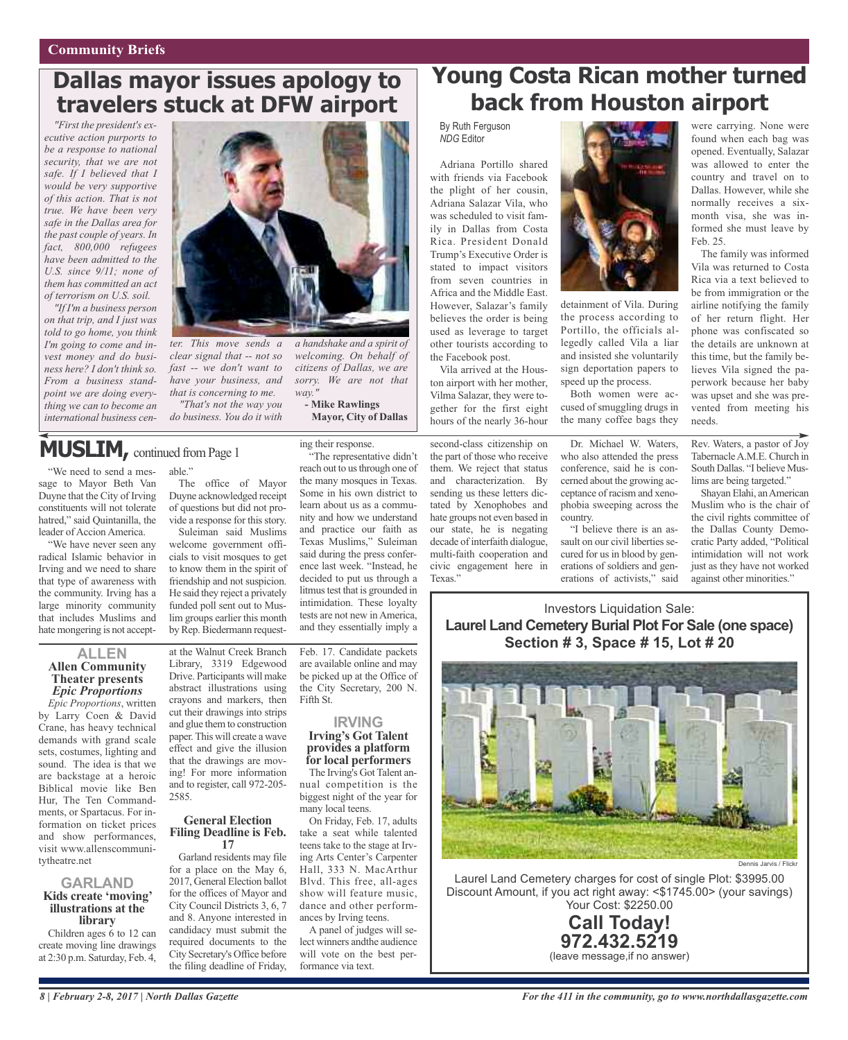## Community Briefs

# Dallas mayor issues apology to travelers stuck at DFW airport

*"First the president's executive action purports to be a response to national security, that we are not safe. If I believed that I would be very supportive of this action. That is not true. We have been very safe in the Dallas area for the past couple of years. In fact, 800,000 refugees have been admitted to the U.S. since 9/11; none of them has committed an act of terrorism on U.S. soil.*

*"If I'm a business person on that trip, and I just was told to go home, you think I'm going to come and invest money and do business here? I don't think so. From a business standpoint we are doing everything we can to become an international business center. This move sends a clear signal that -- not so fast -- we don't want to have your business, and that is concerning to me.*

*"That's not the way you do business. You do it with a handshake and a spirit of welcoming. On behalf of citizens of Dallas, we are sorry. We are not that way."*

**- Mike Rawlings**
**Mayor, City of Dallas**

# Young Costa Rican mother turned back from Houston airport

By Ruth Ferguson
*NDG* Editor

Adriana Portillo shared with friends via Facebook the plight of her cousin, Adriana Salazar Vila, who was scheduled to visit family in Dallas from Costa Rica. President Donald Trump's Executive Order is stated to impact visitors from seven countries in Africa and the Middle East. However, Salazar's family believes the order is being used as leverage to target other tourists according to the Facebook post.

Vila arrived at the Houston airport with her mother, Vilma Salazar, they were together for the first eight hours of the nearly 36-hour detainment of Vila. During the process according to Portillo, the officials allegedly called Vila a liar and insisted she voluntarily sign deportation papers to speed up the process.

Both women were accused of smuggling drugs in the many coffee bags they were carrying. None were found when each bag was opened. Eventually, Salazar was allowed to enter the country and travel on to Dallas. However, while she normally receives a six-month visa, she was informed she must leave by Feb. 25.

The family was informed Vila was returned to Costa Rica via a text believed to be from immigration or the airline notifying the family of her return flight. Her phone was confiscated so the details are unknown at this time, but the family believes Vila signed the paperwork because her baby was upset and she was prevented from meeting his needs.

# MUSLIM, continued from Page 1

"We need to send a message to Mayor Beth Van Duyne that the City of Irving constituents will not tolerate hatred," said Quintanilla, the leader of Accion America.

"We have never seen any radical Islamic behavior in Irving and we need to share that type of awareness with the community. Irving has a large minority community that includes Muslims and hate mongering is not acceptable."

The office of Mayor Duyne acknowledged receipt of questions but did not provide a response for this story.

Suleiman said Muslims welcome government officials to visit mosques to get to know them in the spirit of friendship and not suspicion. He said they reject a privately funded poll sent out to Muslim groups earlier this month by Rep. Biedermann requesting their response.

"The representative didn't reach out to us through one of the many mosques in Texas. Some in his own district to learn about us as a community and how we understand and practice our faith as Texas Muslims," Suleiman said during the press conference last week. "Instead, he decided to put us through a litmus test that is grounded in intimidation. These loyalty tests are not new in America, and they essentially imply a second-class citizenship on the part of those who receive them. We reject that status and characterization. By sending us these letters dictated by Xenophobes and hate groups not even based in our state, he is negating decade of interfaith dialogue, multi-faith cooperation and civic engagement here in Texas."

Dr. Michael W. Waters, who also attended the press conference, said he is concerned about the growing acceptance of racism and xenophobia sweeping across the country.

"I believe there is an assault on our civil liberties secured for us in blood by generations of soldiers and generations of activists," said Rev. Waters, a pastor of Joy Tabernacle A.M.E. Church in South Dallas. "I believe Muslims are being targeted."

Shayan Elahi, an American Muslim who is the chair of the civil rights committee of the Dallas County Democratic Party added, "Political intimidation will not work just as they have not worked against other minorities."

## ALLEN

### Allen Community Theater presents *Epic Proportions*

*Epic Proportions*, written by Larry Coen & David Crane, has heavy technical demands with grand scale sets, costumes, lighting and sound. The idea is that we are backstage at a heroic Biblical movie like Ben Hur, The Ten Commandments, or Spartacus. For information on ticket prices and show performances, visit www.allencommunitytheatre.net

## GARLAND

### Kids create 'moving' illustrations at the library

Children ages 6 to 12 can create moving line drawings at 2:30 p.m. Saturday, Feb. 4, at the Walnut Creek Branch Library, 3319 Edgewood Drive. Participants will make abstract illustrations using crayons and markers, then cut their drawings into strips and glue them to construction paper. This will create a wave effect and give the illusion that the drawings are moving! For more information and to register, call 972-205-2585.

### General Election Filing Deadline is Feb. 17

Garland residents may file for a place on the May 6, 2017, General Election ballot for the offices of Mayor and City Council Districts 3, 6, 7 and 8. Anyone interested in candidacy must submit the required documents to the City Secretary's Office before the filing deadline of Friday, Feb. 17. Candidate packets are available online and may be picked up at the Office of the City Secretary, 200 N. Fifth St.

## IRVING

### Irving's Got Talent provides a platform for local performers

The Irving's Got Talent annual competition is the biggest night of the year for many local teens.

On Friday, Feb. 17, adults take a seat while talented teens take to the stage at Irving Arts Center's Carpenter Hall, 333 N. MacArthur Blvd. This free, all-ages show will feature music, dance and other performances by Irving teens.

A panel of judges will select winners andthe audience will vote on the best performance via text.

Investors Liquidation Sale:

**Laurel Land Cemetery Burial Plot For Sale (one space)**
**Section # 3, Space # 15, Lot # 20**

Dennis Jarvis / Flickr

Laurel Land Cemetery charges for cost of single Plot: $3995.00
Discount Amount, if you act right away: <$1745.00> (your savings)
Your Cost: $2250.00

**Call Today!**
**972.432.5219**
(leave message,if no answer)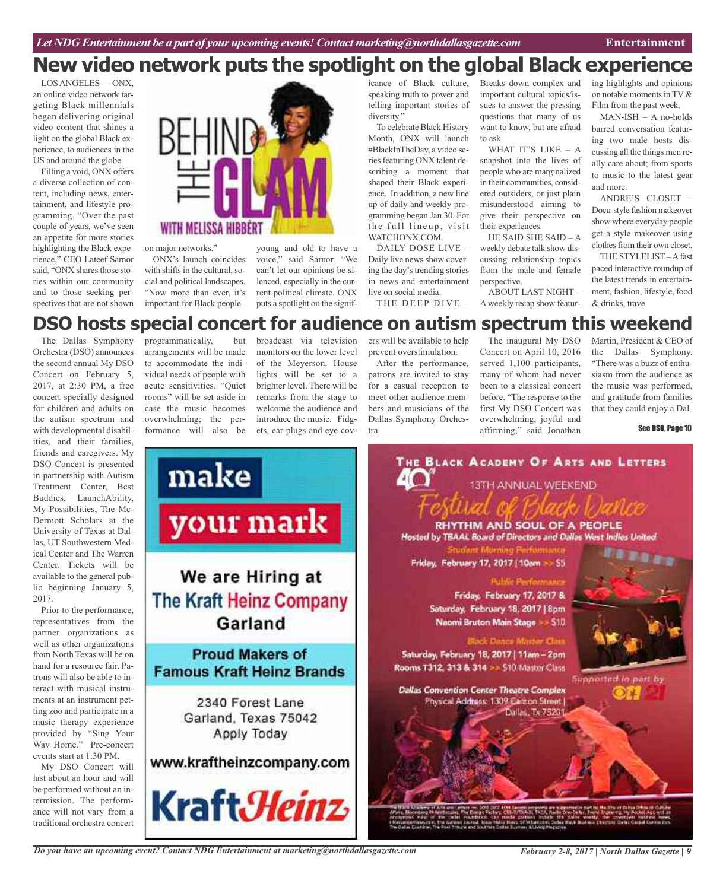# New video network puts the spotlight on the global Black experience

LOS ANGELES — ONX, an online video network targeting Black millennials began delivering original video content that shines a light on the global Black experience, to audiences in the US and around the globe.

Filling a void, ONX offers a diverse collection of content, including news, entertainment, and lifestyle programming. "Over the past couple of years, we've seen an appetite for more stories highlighting the Black experience," CEO Lateef Sarnor said. "ONX shares those stories within our community and to those seeking perspectives that are not shown on major networks."

ONX's launch coincides with shifts in the cultural, social and political landscapes. "Now more than ever, it's important for Black people–young and old–to have a voice," said Sarnor. "We can't let our opinions be silenced, especially in the current political climate. ONX puts a spotlight on the significance of Black culture, speaking truth to power and telling important stories of diversity."

To celebrate Black History Month, ONX will launch #BlackInTheDay, a video series featuring ONX talent describing a moment that shaped their Black experience. In addition, a new line up of daily and weekly programming began Jan 30. For the full lineup, visit WATCHONX.COM.

DAILY DOSE LIVE – Daily live news show covering the day's trending stories in news and entertainment live on social media.

THE DEEP DIVE – Breaks down complex and important cultural topics/issues to answer the pressing questions that many of us want to know, but are afraid to ask.

WHAT IT'S LIKE – A snapshot into the lives of people who are marginalized in their communities, considered outsiders, or just plain misunderstood aiming to give their perspective on their experiences.

HE SAID SHE SAID – A weekly debate talk show discussing relationship topics from the male and female perspective.

ABOUT LAST NIGHT – A weekly recap show featuring highlights and opinions on notable moments in TV & Film from the past week.

MAN-ISH – A no-holds barred conversation featuring two male hosts discussing all the things men really care about; from sports to music to the latest gear and more.

ANDRE'S CLOSET – Docu-style fashion makeover show where everyday people get a style makeover using clothes from their own closet.

THE STYLELIST – A fast paced interactive roundup of the latest trends in entertainment, fashion, lifestyle, food & drinks, trave

# DSO hosts special concert for audience on autism spectrum this weekend

The Dallas Symphony Orchestra (DSO) announces the second annual My DSO Concert on February 5, 2017, at 2:30 PM, a free concert specially designed for children and adults on the autism spectrum and with developmental disabilities, and their families, friends and caregivers. My DSO Concert is presented in partnership with Autism Treatment Center, Best Buddies, LaunchAbility, My Possibilities, The McDermott Scholars at the University of Texas at Dallas, UT Southwestern Medical Center and The Warren Center. Tickets will be available to the general public beginning January 5, 2017.

Prior to the performance, representatives from the partner organizations as well as other organizations from North Texas will be on hand for a resource fair. Patrons will also be able to interact with musical instruments at an instrument petting zoo and participate in a music therapy experience provided by "Sing Your Way Home." Pre-concert events start at 1:30 PM.

My DSO Concert will last about an hour and will be performed without an intermission. The performance will not vary from a traditional orchestra concert programmatically, but arrangements will be made to accommodate the individual needs of people with acute sensitivities. "Quiet rooms" will be set aside in case the music becomes overwhelming; the performance will also be broadcast via television monitors on the lower level of the Meyerson. House lights will be set to a brighter level. There will be remarks from the stage to welcome the audience and introduce the music. Fidgets, ear plugs and eye covers will be available to help prevent overstimulation.

After the performance, patrons are invited to stay for a casual reception to meet other audience members and musicians of the Dallas Symphony Orchestra.

The inaugural My DSO Concert on April 10, 2016 served 1,100 participants, many of whom had never been to a classical concert before. "The response to the first My DSO Concert was overwhelming, joyful and affirming," said Jonathan Martin, President & CEO of the Dallas Symphony. "There was a buzz of enthusiasm from the audience as the music was performed, and gratitude from families that they could enjoy a Dal-

See DSO, Page 10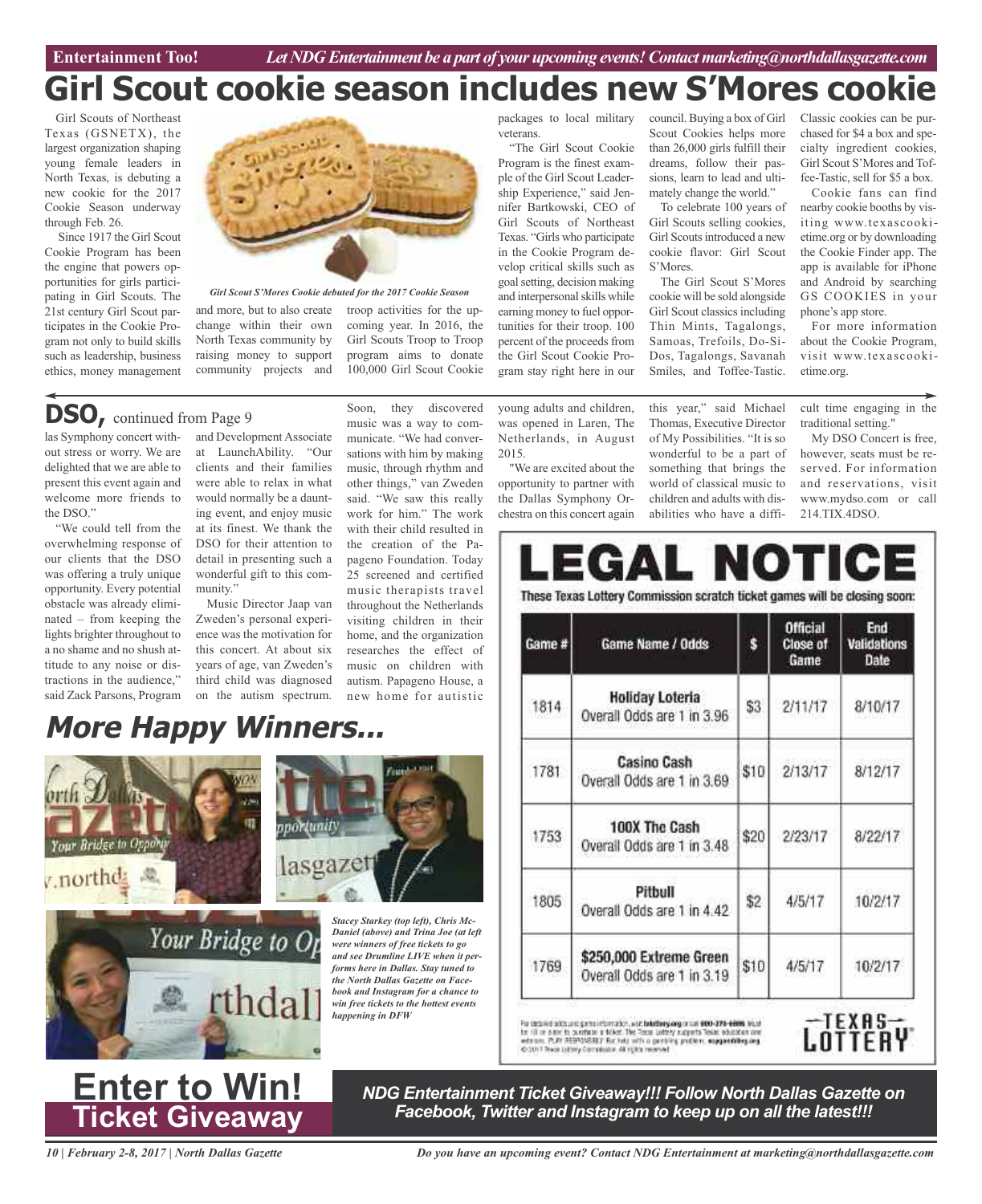Entertainment Too! *Let NDG Entertainment be a part of your upcoming events! Contact marketing@northdallasgazette.com*

# Girl Scout cookie season includes new S'Mores cookie

Girl Scouts of Northeast Texas (GSNETX), the largest organization shaping young female leaders in North Texas, is debuting a new cookie for the 2017 Cookie Season underway through Feb. 26.

Since 1917 the Girl Scout Cookie Program has been the engine that powers opportunities for girls participating in Girl Scouts. The 21st century Girl Scout participates in the Cookie Program not only to build skills such as leadership, business ethics, money management and more, but to also create change within their own North Texas community by raising money to support community projects and troop activities for the upcoming year. In 2016, the Girl Scouts Troop to Troop program aims to donate 100,000 Girl Scout Cookie packages to local military veterans.

*Girl Scout S'Mores Cookie debuted for the 2017 Cookie Season*

"The Girl Scout Cookie Program is the finest example of the Girl Scout Leadership Experience," said Jennifer Bartkowski, CEO of Girl Scouts of Northeast Texas. "Girls who participate in the Cookie Program develop critical skills such as goal setting, decision making and interpersonal skills while earning money to fuel opportunities for their troop. 100 percent of the proceeds from the Girl Scout Cookie Program stay right here in our council. Buying a box of Girl Scout Cookies helps more than 26,000 girls fulfill their dreams, follow their passions, learn to lead and ultimately change the world."

To celebrate 100 years of Girl Scouts selling cookies, Girl Scouts introduced a new cookie flavor: Girl Scout S'Mores.

The Girl Scout S'Mores cookie will be sold alongside Girl Scout classics including Thin Mints, Tagalongs, Samoas, Trefoils, Do-Si-Dos, Tagalongs, Savanah Smiles, and Toffee-Tastic. Classic cookies can be purchased for $4 a box and specialty ingredient cookies, Girl Scout S'Mores and Toffee-Tastic, sell for $5 a box.

Cookie fans can find nearby cookie booths by visiting www.texascookietime.org or by downloading the Cookie Finder app. The app is available for iPhone and Android by searching GS COOKIES in your phone's app store.

For more information about the Cookie Program, visit www.texascookietime.org.

## DSO, continued from Page 9

las Symphony concert without stress or worry. We are delighted that we are able to present this event again and welcome more friends to the DSO."

"We could tell from the overwhelming response of our clients that the DSO was offering a truly unique opportunity. Every potential obstacle was already eliminated – from keeping the lights brighter throughout to a no shame and no shush attitude to any noise or distractions in the audience," said Zack Parsons, Program and Development Associate at LaunchAbility. "Our clients and their families were able to relax in what would normally be a daunting event, and enjoy music at its finest. We thank the DSO for their attention to detail in presenting such a wonderful gift to this community."

Music Director Jaap van Zweden's personal experience was the motivation for this concert. At about six years of age, van Zweden's third child was diagnosed on the autism spectrum. Soon, they discovered music was a way to communicate. "We had conversations with him by making music, through rhythm and other things," van Zweden said. "We saw this really work for him." The work with their child resulted in the creation of the Papageno Foundation. Today 25 screened and certified music therapists travel throughout the Netherlands visiting children in their home, and the organization researches the effect of music on children with autism. Papageno House, a new home for autistic young adults and children, was opened in Laren, The Netherlands, in August 2015.

"We are excited about the opportunity to partner with the Dallas Symphony Orchestra on this concert again this year," said Michael Thomas, Executive Director of My Possibilities. "It is so wonderful to be a part of something that brings the world of classical music to children and adults with disabilities who have a difficult time engaging in the traditional setting."

My DSO Concert is free, however, seats must be reserved. For information and reservations, visit www.mydso.com or call 214.TIX.4DSO.

## More Happy Winners...

*Stacey Starkey (top left), Chris McDaniel (above) and Trina Joe (at left were winners of free tickets to go and see Drumline LIVE when it performs here in Dallas. Stay tuned to the North Dallas Gazette on Facebook and Instagram for a chance to win free tickets to the hottest events happening in DFW*

# LEGAL NOTICE

**These Texas Lottery Commission scratch ticket games will be closing soon:**

| Game # | Game Name / Odds | $ | Official Close of Game | End Validations Date |
|---|---|---|---|---|
| 1814 | **Holiday Loteria** Overall Odds are 1 in 3.96 | $3 | 2/11/17 | 8/10/17 |
| 1781 | **Casino Cash** Overall Odds are 1 in 3.69 | $10 | 2/13/17 | 8/12/17 |
| 1753 | **100X The Cash** Overall Odds are 1 in 3.48 | $20 | 2/23/17 | 8/22/17 |
| 1805 | **Pitbull** Overall Odds are 1 in 4.42 | $2 | 4/5/17 | 10/2/17 |
| 1769 | **$250,000 Extreme Green** Overall Odds are 1 in 3.19 | $10 | 4/5/17 | 10/2/17 |

For detailed odds and game information, visit txlottery.org or call 800-375-6886. Must be 18 or over to purchase a ticket. The Texas Lottery supports Texas education and veterans. PLAY RESPONSIBLY. For help with a gambling problem, ncpgambling.org. © 2017 Texas Lottery Commission. All rights reserved.

TEXAS LOTTERY

# Enter to Win!
## Ticket Giveaway

***NDG Entertainment Ticket Giveaway!!! Follow North Dallas Gazette on Facebook, Twitter and Instagram to keep up on all the latest!!!***

*Do you have an upcoming event? Contact NDG Entertainment at marketing@northdallasgazette.com*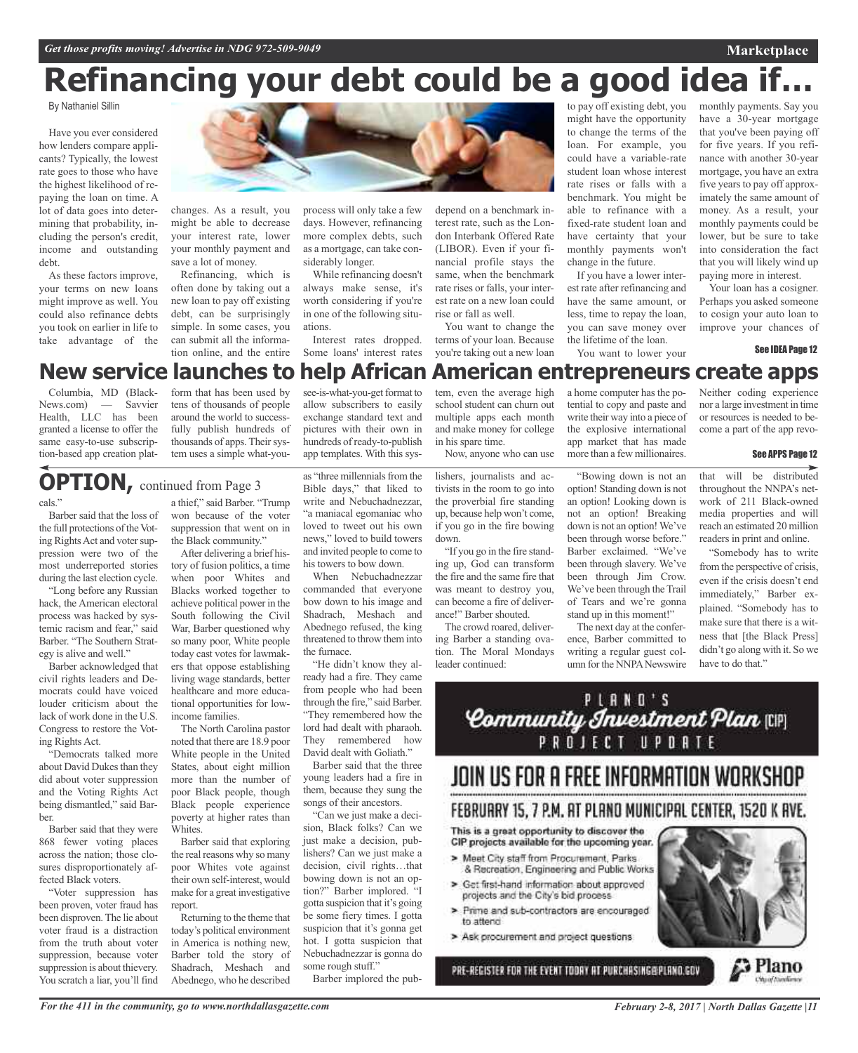# Refinancing your debt could be a good idea if…

By Nathaniel Sillin

Have you ever considered how lenders compare applicants? Typically, the lowest rate goes to those who have the highest likelihood of repaying the loan on time. A lot of data goes into determining that probability, including the person's credit, income and outstanding debt.

As these factors improve, your terms on new loans might improve as well. You could also refinance debts you took on earlier in life to take advantage of the changes. As a result, you might be able to decrease your interest rate, lower your monthly payment and save a lot of money.

Refinancing, which is often done by taking out a new loan to pay off existing debt, can be surprisingly simple. In some cases, you can submit all the information online, and the entire process will only take a few days. However, refinancing more complex debts, such as a mortgage, can take considerably longer.

While refinancing doesn't always make sense, it's worth considering if you're in one of the following situations.

Interest rates dropped. Some loans' interest rates depend on a benchmark interest rate, such as the London Interbank Offered Rate (LIBOR). Even if your financial profile stays the same, when the benchmark rate rises or falls, your interest rate on a new loan could rise or fall as well.

You want to change the terms of your loan. Because you're taking out a new loan to pay off existing debt, you might have the opportunity to change the terms of the loan. For example, you could have a variable-rate student loan whose interest rate rises or falls with a benchmark. You might be able to refinance with a fixed-rate student loan and have certainty that your monthly payments won't change in the future.

If you have a lower interest rate after refinancing and have the same amount, or less, time to repay the loan, you can save money over the lifetime of the loan.

You want to lower your monthly payments. Say you have a 30-year mortgage that you've been paying off for five years. If you refinance with another 30-year mortgage, you have an extra five years to pay off approximately the same amount of money. As a result, your monthly payments could be lower, but be sure to take into consideration the fact that you will likely wind up paying more in interest.

Your loan has a cosigner. Perhaps you asked someone to cosign your auto loan to improve your chances of

**See IDEA Page 12**

# New service launches to help African American entrepreneurs create apps

Columbia, MD (Black-News.com) — Savvier Health, LLC has been granted a license to offer the same easy-to-use subscription-based app creation platform that has been used by tens of thousands of people around the world to successfully publish hundreds of thousands of apps. Their system uses a simple what-you-see-is-what-you-get format to allow subscribers to easily exchange standard text and pictures with their own in hundreds of ready-to-publish app templates. With this system, even the average high school student can churn out multiple apps each month and make money for college in his spare time.

Now, anyone who can use a home computer has the potential to copy and paste and write their way into a piece of the explosive international app market that has made more than a few millionaires. Neither coding experience nor a large investment in time or resources is needed to become a part of the app revo-

**See APPS Page 12**

## OPTION, continued from Page 3

cals."

Barber said that the loss of the full protections of the Voting Rights Act and voter suppression were two of the most underreported stories during the last election cycle.

"Long before any Russian hack, the American electoral process was hacked by systemic racism and fear," said Barber. "The Southern Strategy is alive and well."

Barber acknowledged that civil rights leaders and Democrats could have voiced louder criticism about the lack of work done in the U.S. Congress to restore the Voting Rights Act.

"Democrats talked more about David Dukes than they did about voter suppression and the Voting Rights Act being dismantled," said Barber.

Barber said that they were 868 fewer voting places across the nation; those closures disproportionately affected Black voters.

"Voter suppression has been proven, voter fraud has been disproven. The lie about voter fraud is a distraction from the truth about voter suppression, because voter suppression is about thievery. You scratch a liar, you'll find a thief," said Barber. "Trump won because of the voter suppression that went on in the Black community."

After delivering a brief history of fusion politics, a time when poor Whites and Blacks worked together to achieve political power in the South following the Civil War, Barber questioned why so many poor, White people today cast votes for lawmakers that oppose establishing living wage standards, better healthcare and more educational opportunities for low-income families.

The North Carolina pastor noted that there are 18.9 poor White people in the United States, about eight million more than the number of poor Black people, though Black people experience poverty at higher rates than Whites.

Barber said that exploring the real reasons why so many poor Whites vote against their own self-interest, would make for a great investigative report.

Returning to the theme that today's political environment in America is nothing new, Barber told the story of Shadrach, Meshach and Abednego, who he described as "three millennials from the Bible days," that liked to write and Nebuchadnezzar, "a maniacal egomaniac who loved to tweet out his own news," loved to build towers and invited people to come to his towers to bow down.

When Nebuchadnezzar commanded that everyone bow down to his image and Shadrach, Meshach and Abednego refused, the king threatened to throw them into the furnace.

"He didn't know they already had a fire. They came from people who had been through the fire," said Barber. "They remembered how the lord had dealt with pharaoh. They remembered how David dealt with Goliath."

Barber said that the three young leaders had a fire in them, because they sung the songs of their ancestors.

"Can we just make a decision, Black folks? Can we just make a decision, publishers? Can we just make a decision, civil rights…that bowing down is not an option?" Barber implored. "I gotta suspicion that it's going be some fiery times. I gotta suspicion that it's gonna get hot. I gotta suspicion that Nebuchadnezzar is gonna do some rough stuff."

Barber implored the publishers, journalists and activists in the room to go into the proverbial fire standing up, because help won't come, if you go in the fire bowing down.

"If you go in the fire standing up, God can transform the fire and the same fire that was meant to destroy you, can become a fire of deliverance!" Barber shouted.

The crowd roared, delivering Barber a standing ovation. The Moral Mondays leader continued:

"Bowing down is not an option! Standing down is not an option! Looking down is not an option! Breaking down is not an option! We've been through worse before." Barber exclaimed. "We've been through slavery. We've been through Jim Crow. We've been through the Trail of Tears and we're gonna stand up in this moment!"

The next day at the conference, Barber committed to writing a regular guest column for the NNPA Newswire that will be distributed throughout the NNPA's network of 211 Black-owned media properties and will reach an estimated 20 million readers in print and online.

"Somebody has to write from the perspective of crisis, even if the crisis doesn't end immediately," Barber explained. "Somebody has to make sure that there is a witness that [the Black Press] didn't go along with it. So we have to do that."

PLANO'S
**Community Investment Plan (CIP)**
PROJECT UPDATE

**JOIN US FOR A FREE INFORMATION WORKSHOP**

**FEBRUARY 15, 7 P.M. AT PLANO MUNICIPAL CENTER, 1520 K AVE.**

This is a great opportunity to discover the CIP projects available for the upcoming year.

- Meet City staff from Procurement, Parks & Recreation, Engineering and Public Works
- Get first-hand information about approved projects and the City's bid process
- Prime and sub-contractors are encouraged to attend
- Ask procurement and project questions

PRE-REGISTER FOR THE EVENT TODAY AT PURCHASING@PLANO.GOV

Plano
City of Excellence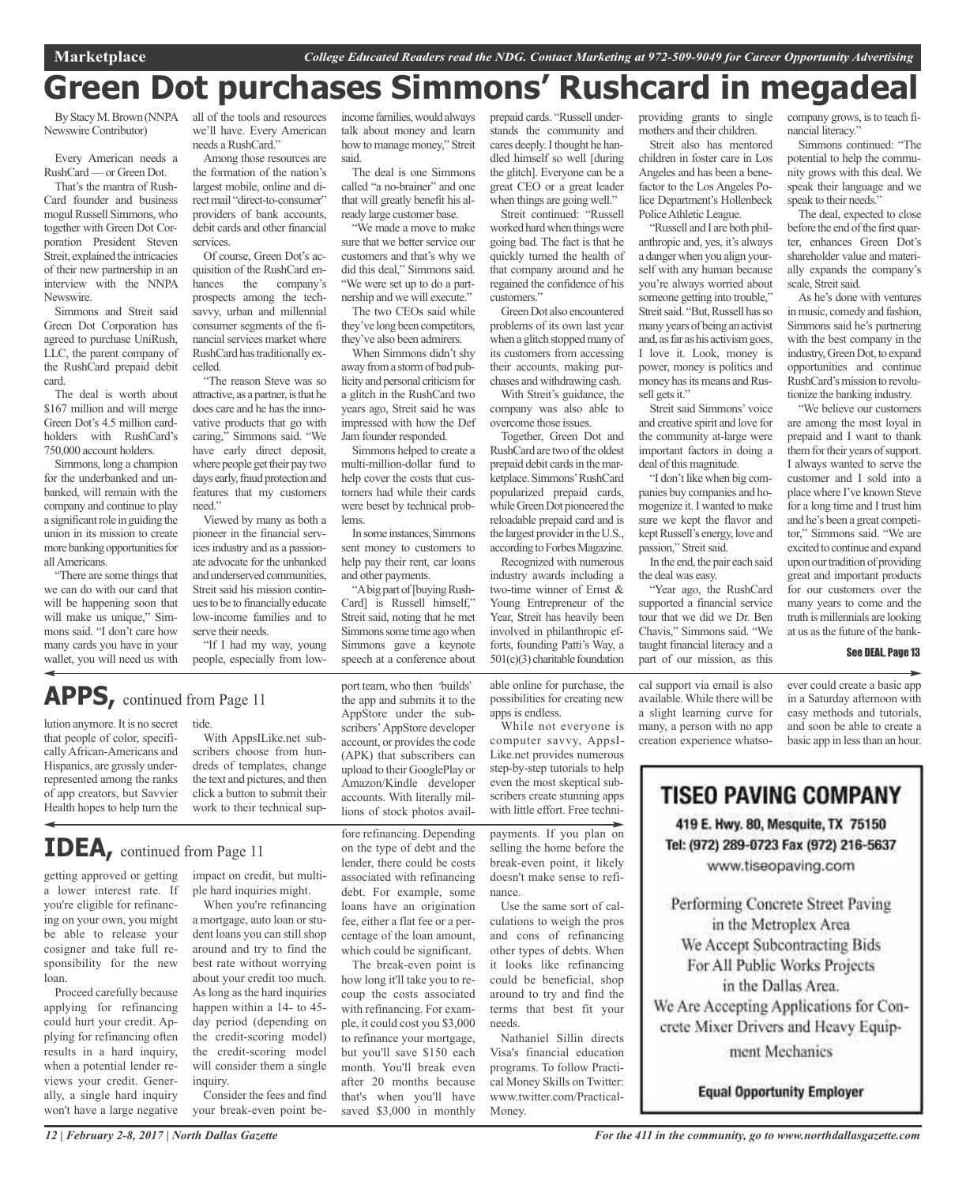# Green Dot purchases Simmons' Rushcard in megadeal

By Stacy M. Brown (NNPA Newswire Contributor)

Every American needs a RushCard — or Green Dot.

That's the mantra of RushCard founder and business mogul Russell Simmons, who together with Green Dot Corporation President Steven Streit, explained the intricacies of their new partnership in an interview with the NNPA Newswire.

Simmons and Streit said Green Dot Corporation has agreed to purchase UniRush, LLC, the parent company of the RushCard prepaid debit card.

The deal is worth about $167 million and will merge Green Dot's 4.5 million cardholders with RushCard's 750,000 account holders.

Simmons, long a champion for the underbanked and unbanked, will remain with the company and continue to play a significant role in guiding the union in its mission to create more banking opportunities for all Americans.

"There are some things that we can do with our card that will be happening soon that will make us unique," Simmons said. "I don't care how many cards you have in your wallet, you will need us with all of the tools and resources we'll have. Every American needs a RushCard."

Among those resources are the formation of the nation's largest mobile, online and direct mail "direct-to-consumer" providers of bank accounts, debit cards and other financial services.

Of course, Green Dot's acquisition of the RushCard enhances the company's prospects among the tech-savvy, urban and millennial consumer segments of the financial services market where RushCard has traditionally excelled.

"The reason Steve was so attractive, as a partner, is that he does care and he has the innovative products that go with caring," Simmons said. "We have early direct deposit, where people get their pay two days early, fraud protection and features that my customers need."

Viewed by many as both a pioneer in the financial services industry and as a passionate advocate for the unbanked and underserved communities, Streit said his mission continues to be to financially educate low-income families and to serve their needs.

"If I had my way, young people, especially from low-income families, would always talk about money and learn how to manage money," Streit said.

The deal is one Simmons called "a no-brainer" and one that will greatly benefit his already large customer base.

"We made a move to make sure that we better service our customers and that's why we did this deal," Simmons said. "We were set up to do a partnership and we will execute."

The two CEOs said while they've long been competitors, they've also been admirers.

When Simmons didn't shy away from a storm of bad publicity and personal criticism for a glitch in the RushCard two years ago, Streit said he was impressed with how the Def Jam founder responded.

Simmons helped to create a multi-million-dollar fund to help cover the costs that customers had while their cards were beset by technical problems.

In some instances, Simmons sent money to customers to help pay their rent, car loans and other payments.

"A big part of [buying RushCard] is Russell himself," Streit said, noting that he met Simmons some time ago when Simmons gave a keynote speech at a conference about prepaid cards. "Russell understands the community and cares deeply. I thought he handled himself so well [during the glitch]. Everyone can be a great CEO or a great leader when things are going well."

Streit continued: "Russell worked hard when things were going bad. The fact is that he quickly turned the health of that company around and he regained the confidence of his customers."

Green Dot also encountered problems of its own last year when a glitch stopped many of its customers from accessing their accounts, making purchases and withdrawing cash.

With Streit's guidance, the company was also able to overcome those issues.

Together, Green Dot and RushCard are two of the oldest prepaid debit cards in the marketplace. Simmons' RushCard popularized prepaid cards, while Green Dot pioneered the reloadable prepaid card and is the largest provider in the U.S., according to Forbes Magazine.

Recognized with numerous industry awards including a two-time winner of Ernst & Young Entrepreneur of the Year, Streit has heavily been involved in philanthropic efforts, founding Patti's Way, a 501(c)(3) charitable foundation providing grants to single mothers and their children.

Streit also has mentored children in foster care in Los Angeles and has been a benefactor to the Los Angeles Police Department's Hollenbeck Police Athletic League.

"Russell and I are both philanthropic and, yes, it's always a danger when you align yourself with any human because you're always worried about someone getting into trouble," Streit said. "But, Russell has so many years of being an activist and, as far as his activism goes, I love it. Look, money is power, money is politics and money has its means and Russell gets it."

Streit said Simmons' voice and creative spirit and love for the community at-large were important factors in doing a deal of this magnitude.

"I don't like when big companies buy companies and homogenize it. I wanted to make sure we kept the flavor and kept Russell's energy, love and passion," Streit said.

In the end, the pair each said the deal was easy.

"Year ago, the RushCard supported a financial service tour that we did we Dr. Ben Chavis," Simmons said. "We taught financial literacy and a part of our mission, as this company grows, is to teach financial literacy."

Simmons continued: "The potential to help the community grows with this deal. We speak their language and we speak to their needs."

The deal, expected to close before the end of the first quarter, enhances Green Dot's shareholder value and materially expands the company's scale, Streit said.

As he's done with ventures in music, comedy and fashion, Simmons said he's partnering with the best company in the industry, Green Dot, to expand opportunities and continue RushCard's mission to revolutionize the banking industry.

"We believe our customers are among the most loyal in prepaid and I want to thank them for their years of support. I always wanted to serve the customer and I sold into a place where I've known Steve for a long time and I trust him and he's been a great competitor," Simmons said. "We are excited to continue and expand upon our tradition of providing great and important products for our customers over the many years to come and the truth is millennials are looking at us as the future of the bank-

See DEAL, Page 13

## APPS, continued from Page 11

lution anymore. It is no secret that people of color, specifically African-Americans and Hispanics, are grossly underrepresented among the ranks of app creators, but Savvier Health hopes to help turn the tide.

With AppsILike.net subscribers choose from hundreds of templates, change the text and pictures, and then click a button to submit their work to their technical support team, who then 'builds' the app and submits it to the AppStore under the subscribers' AppStore developer account, or provides the code (APK) that subscribers can upload to their GooglePlay or Amazon/Kindle developer accounts. With literally millions of stock photos available online for purchase, the possibilities for creating new apps is endless.

While not everyone is computer savvy, AppsILike.net provides numerous step-by-step tutorials to help even the most skeptical subscribers create stunning apps with little effort. Free technical support via email is also available. While there will be a slight learning curve for many, a person with no app creation experience whatsoever could create a basic app in a Saturday afternoon with easy methods and tutorials, and soon be able to create a basic app in less than an hour.

## IDEA, continued from Page 11

getting approved or getting a lower interest rate. If you're eligible for refinancing on your own, you might be able to release your cosigner and take full responsibility for the new loan.

Proceed carefully because applying for refinancing could hurt your credit. Applying for refinancing often results in a hard inquiry, when a potential lender reviews your credit. Generally, a single hard inquiry won't have a large negative impact on credit, but multiple hard inquiries might.

When you're refinancing a mortgage, auto loan or student loans you can still shop around and try to find the best rate without worrying about your credit too much. As long as the hard inquiries happen within a 14- to 45-day period (depending on the credit-scoring model) the credit-scoring model will consider them a single inquiry.

Consider the fees and find your break-even point before refinancing. Depending on the type of debt and the lender, there could be costs associated with refinancing debt. For example, some loans have an origination fee, either a flat fee or a percentage of the loan amount, which could be significant.

The break-even point is how long it'll take you to recoup the costs associated with refinancing. For example, it could cost you $3,000 to refinance your mortgage, but you'll save $150 each month. You'll break even after 20 months because that's when you'll have saved $3,000 in monthly payments. If you plan on selling the home before the break-even point, it likely doesn't make sense to refinance.

Use the same sort of calculations to weigh the pros and cons of refinancing other types of debts. When it looks like refinancing could be beneficial, shop around to try and find the terms that best fit your needs.

Nathaniel Sillin directs Visa's financial education programs. To follow Practical Money Skills on Twitter: www.twitter.com/PracticalMoney.

**TISEO PAVING COMPANY**

419 E. Hwy. 80, Mesquite, TX 75150
Tel: (972) 289-0723 Fax (972) 216-5637
www.tiseopaving.com

Performing Concrete Street Paving in the Metroplex Area
We Accept Subcontracting Bids For All Public Works Projects in the Dallas Area.
We Are Accepting Applications for Concrete Mixer Drivers and Heavy Equipment Mechanics

**Equal Opportunity Employer**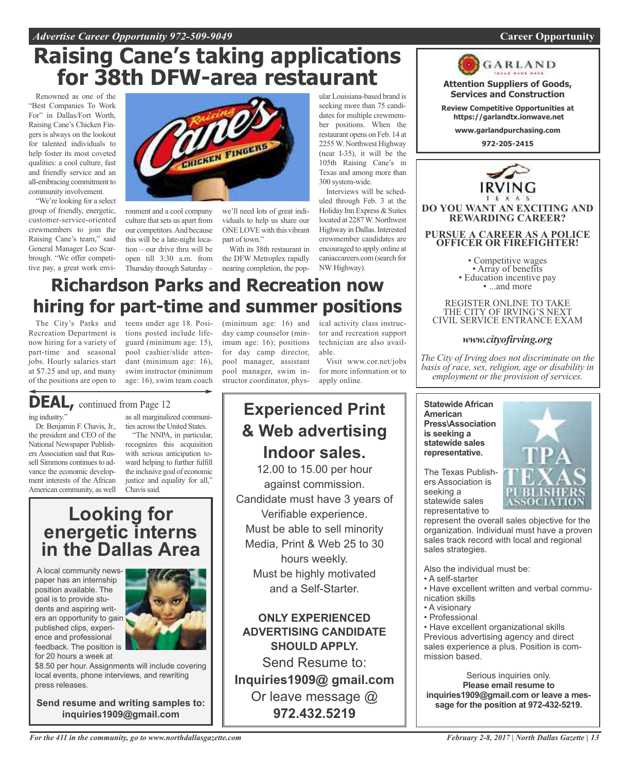# Raising Cane's taking applications for 38th DFW-area restaurant

Renowned as one of the "Best Companies To Work For" in Dallas/Fort Worth, Raising Cane's Chicken Fingers is always on the lookout for talented individuals to help foster its most coveted qualities: a cool culture, fast and friendly service and an all-embracing commitment to community involvement.

"We're looking for a select group of friendly, energetic, customer-service-oriented crewmembers to join the Raising Cane's team," said General Manager Leo Scarbrough. "We offer competitive pay, a great work environment and a cool company culture that sets us apart from our competitors. And because this will be a late-night location – our drive thru will be open till 3:30 a.m. from Thursday through Saturday – we'll need lots of great individuals to help us share our ONE LOVE with this vibrant part of town."

With its 38th restaurant in the DFW Metroplex rapidly nearing completion, the popular Louisiana-based brand is seeking more than 75 candidates for multiple crewmember positions. When the restaurant opens on Feb. 14 at 2255 W. Northwest Highway (near I-35), it will be the 105th Raising Cane's in Texas and among more than 300 system-wide.

Interviews will be scheduled through Feb. 3 at the Holiday Inn Express & Suites located at 2287 W. Northwest Highway in Dallas. Interested crewmember candidates are encouraged to apply online at caniaccareers.com (search for NW Highway).

# Richardson Parks and Recreation now hiring for part-time and summer positions

The City's Parks and Recreation Department is now hiring for a variety of part-time and seasonal jobs. Hourly salaries start at $7.25 and up, and many of the positions are open to teens under age 18. Positions posted include lifeguard (minimum age: 15), pool cashier/slide attendant (minimum age: 16), swim instructor (minimum age: 16), swim team coach (minimum age: 16) and day camp counselor (minimum age: 16); positions for day camp director, pool manager, assistant pool manager, swim instructor coordinator, physical activity class instructor and recreation support technician are also available.

Visit www.cor.net/jobs for more information or to apply online.

## DEAL, continued from Page 12

ing industry."

Dr. Benjamin F. Chavis, Jr., the president and CEO of the National Newspaper Publishers Association said that Russell Simmons continues to advance the economic development interests of the African American community, as well as all marginalized communities across the United States.

"The NNPA, in particular, recognizes this acquisition with serious anticipation toward helping to further fulfill the inclusive goal of economic justice and equality for all," Chavis said.

## Looking for energetic interns in the Dallas Area

A local community newspaper has an internship position available. The goal is to provide students and aspiring writers an opportunity to gain published clips, experience and professional feedback. The position is for 20 hours a week at $8.50 per hour. Assignments will include covering local events, phone interviews, and rewriting press releases.

**Send resume and writing samples to: inquiries1909@gmail.com**

## Experienced Print & Web advertising Indoor sales.

12.00 to 15.00 per hour against commission.
Candidate must have 3 years of Verifiable experience.
Must be able to sell minority Media, Print & Web 25 to 30 hours weekly.
Must be highly motivated and a Self-Starter.

**ONLY EXPERIENCED ADVERTISING CANDIDATE SHOULD APPLY.**

Send Resume to:
**Inquiries1909@ gmail.com**
Or leave message @
**972.432.5219**

## GARLAND

**Attention Suppliers of Goods, Services and Construction**

**Review Competitive Opportunities at https://garlandtx.ionwave.net**

**www.garlandpurchasing.com**

**972-205-2415**

## IRVING TEXAS

**DO YOU WANT AN EXCITING AND REWARDING CAREER?**

**PURSUE A CAREER AS A POLICE OFFICER OR FIREFIGHTER!**

- Competitive wages
- Array of benefits
- Education incentive pay
- ...and more

REGISTER ONLINE TO TAKE THE CITY OF IRVING'S NEXT CIVIL SERVICE ENTRANCE EXAM

*www.cityofirving.org*

*The City of Irving does not discriminate on the basis of race, sex, religion, age or disability in employment or the provision of services.*

**Statewide African American Press\Association is seeking a statewide sales representative.**

The Texas Publishers Association is seeking a statewide sales representative to represent the overall sales objective for the organization. Individual must have a proven sales track record with local and regional sales strategies.

Also the individual must be:
- A self-starter
- Have excellent written and verbal communication skills
- A visionary
- Professional
- Have excellent organizational skills

Previous advertising agency and direct sales experience a plus. Position is commission based.

Serious inquiries only.
**Please email resume to inquiries1909@gmail.com or leave a message for the position at 972-432-5219.**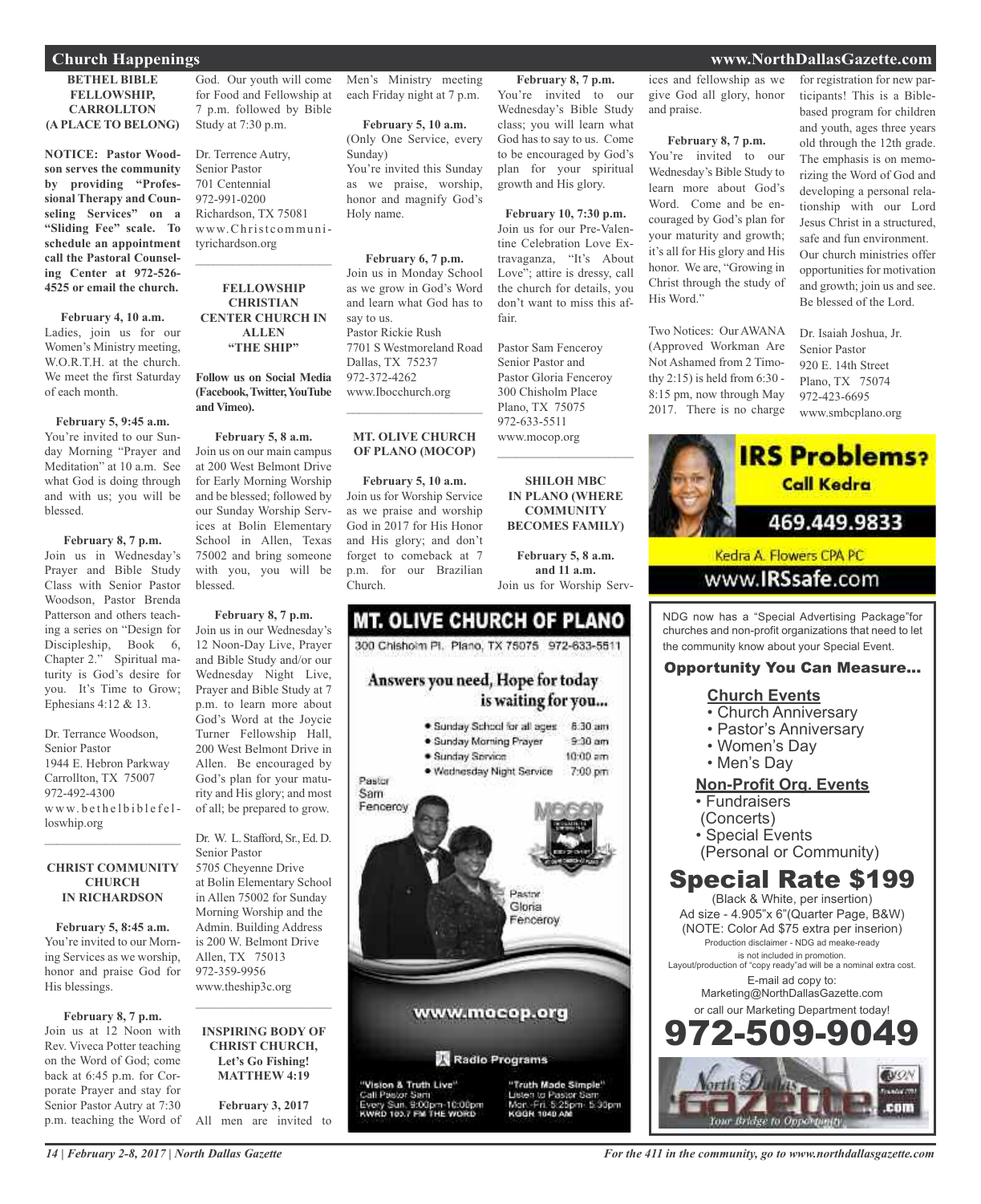## Church Happenings

### BETHEL BIBLE FELLOWSHIP, CARROLLTON (A PLACE TO BELONG)

**NOTICE: Pastor Woodson serves the community by providing "Professional Therapy and Counseling Services" on a "Sliding Fee" scale. To schedule an appointment call the Pastoral Counseling Center at 972-526-4525 or email the church.**

**February 4, 10 a.m.**
Ladies, join us for our Women's Ministry meeting, W.O.R.T.H. at the church. We meet the first Saturday of each month.

**February 5, 9:45 a.m.**
You're invited to our Sunday Morning "Prayer and Meditation" at 10 a.m. See what God is doing through and with us; you will be blessed.

**February 8, 7 p.m.**
Join us in Wednesday's Prayer and Bible Study Class with Senior Pastor Woodson, Pastor Brenda Patterson and others teaching a series on "Design for Discipleship, Book 6, Chapter 2." Spiritual maturity is God's desire for you. It's Time to Grow; Ephesians 4:12 & 13.

Dr. Terrance Woodson,
Senior Pastor
1944 E. Hebron Parkway
Carrollton, TX 75007
972-492-4300
www.bethelbiblefelloswhip.org

---

### CHRIST COMMUNITY CHURCH IN RICHARDSON

**February 5, 8:45 a.m.**
You're invited to our Morning Services as we worship, honor and praise God for His blessings.

**February 8, 7 p.m.**
Join us at 12 Noon with Rev. Viveca Potter teaching on the Word of God; come back at 6:45 p.m. for Corporate Prayer and stay for Senior Pastor Autry at 7:30 p.m. teaching the Word of God. Our youth will come for Food and Fellowship at 7 p.m. followed by Bible Study at 7:30 p.m.

Dr. Terrence Autry,
Senior Pastor
701 Centennial
972-991-0200
Richardson, TX 75081
www.Christcommunityrichardson.org

---

### FELLOWSHIP CHRISTIAN CENTER CHURCH IN ALLEN "THE SHIP"

**Follow us on Social Media (Facebook, Twitter, YouTube and Vimeo).**

**February 5, 8 a.m.**
Join us on our main campus at 200 West Belmont Drive for Early Morning Worship and be blessed; followed by our Sunday Worship Services at Bolin Elementary School in Allen, Texas 75002 and bring someone with you, you will be blessed.

**February 8, 7 p.m.**
Join us in our Wednesday's 12 Noon-Day Live, Prayer and Bible Study and/or our Wednesday Night Live, Prayer and Bible Study at 7 p.m. to learn more about God's Word at the Joycie Turner Fellowship Hall, 200 West Belmont Drive in Allen. Be encouraged by God's plan for your maturity and His glory; and most of all; be prepared to grow.

Dr. W. L. Stafford, Sr., Ed. D.
Senior Pastor
5705 Cheyenne Drive
at Bolin Elementary School in Allen 75002 for Sunday Morning Worship and the Admin. Building Address is 200 W. Belmont Drive
Allen, TX 75013
972-359-9956
www.theship3c.org

---

### INSPIRING BODY OF CHRIST CHURCH, Let's Go Fishing! MATTHEW 4:19

**February 3, 2017**
All men are invited to Men's Ministry meeting each Friday night at 7 p.m.

**February 5, 10 a.m.**
(Only One Service, every Sunday)
You're invited this Sunday as we praise, worship, honor and magnify God's Holy name.

**February 6, 7 p.m.**
Join us in Monday School as we grow in God's Word and learn what God has to say to us.
Pastor Rickie Rush
7701 S Westmoreland Road
Dallas, TX 75237
972-372-4262
www.Ibocchurch.org

---

### MT. OLIVE CHURCH OF PLANO (MOCOP)

**February 5, 10 a.m.**
Join us for Worship Service as we praise and worship God in 2017 for His Honor and His glory; and don't forget to comeback at 7 p.m. for our Brazilian Church.

**February 8, 7 p.m.**
You're invited to our Wednesday's Bible Study class; you will learn what God has to say to us. Come to be encouraged by God's plan for your spiritual growth and His glory.

**February 10, 7:30 p.m.**
Join us for our Pre-Valentine Celebration Love Extravaganza, "It's About Love"; attire is dressy, call the church for details, you don't want to miss this affair.

Pastor Sam Fenceroy
Senior Pastor and
Pastor Gloria Fenceroy
300 Chisholm Place
Plano, TX 75075
972-633-5511
www.mocop.org

---

### SHILOH MBC IN PLANO (WHERE COMMUNITY BECOMES FAMILY)

**February 5, 8 a.m. and 11 a.m.**
Join us for Worship Services and fellowship as we give God all glory, honor and praise.

**February 8, 7 p.m.**
You're invited to our Wednesday's Bible Study to learn more about God's Word. Come and be encouraged by God's plan for your maturity and growth; it's all for His glory and His honor. We are, "Growing in Christ through the study of His Word."

Two Notices: Our AWANA (Approved Workman Are Not Ashamed from 2 Timothy 2:15) is held from 6:30 - 8:15 pm, now through May 2017. There is no charge for registration for new participants! This is a Bible-based program for children and youth, ages three years old through the 12th grade. The emphasis is on memorizing the Word of God and developing a personal relationship with our Lord Jesus Christ in a structured, safe and fun environment. Our church ministries offer opportunities for motivation and growth; join us and see. Be blessed of the Lord.

Dr. Isaiah Joshua, Jr.
Senior Pastor
920 E. 14th Street
Plano, TX 75074
972-423-6695
www.smbcplano.org

---

**MT. OLIVE CHURCH OF PLANO**
300 Chisholm Pl. Plano, TX 75075 972-633-5511

Answers you need, Hope for today is waiting for you...

- Sunday School for all ages 8:30 am
- Sunday Morning Prayer 9:30 am
- Sunday Service 10:00 am
- Wednesday Night Service 7:00 pm

Pastor Sam Fenceroy
Pastor Gloria Fenceroy

www.mocop.org

Radio Programs

"Vision & Truth Live" Call Pastor Sam Every Sun. 9:00pm-10:00pm KWRD 103.7 FM THE WORD

"Truth Made Simple" Listen to Pastor Sam Mon.-Fri. 5:25pm- 5:30pm KGGR 1040 AM

---

**IRS Problems? Call Kedra**
469.449.9833
Kedra A. Flowers CPA PC
www.IRSsafe.com

---

NDG now has a "Special Advertising Package" for churches and non-profit organizations that need to let the community know about your Special Event.

**Opportunity You Can Measure...**

**Church Events**
- Church Anniversary
- Pastor's Anniversary
- Women's Day
- Men's Day

**Non-Profit Org. Events**
- Fundraisers (Concerts)
- Special Events (Personal or Community)

**Special Rate $199**
(Black & White, per insertion)
Ad size - 4.905"x 6"(Quarter Page, B&W)
(NOTE: Color Ad $75 extra per inserion)
Production disclaimer - NDG ad meake-ready is not included in promotion.
Layout/production of "copy ready"ad will be a nominal extra cost.
E-mail ad copy to:
Marketing@NorthDallasGazette.com
or call our Marketing Department today!
**972-509-9049**

North Dallas Gazette .com — Your Bridge to Opportunity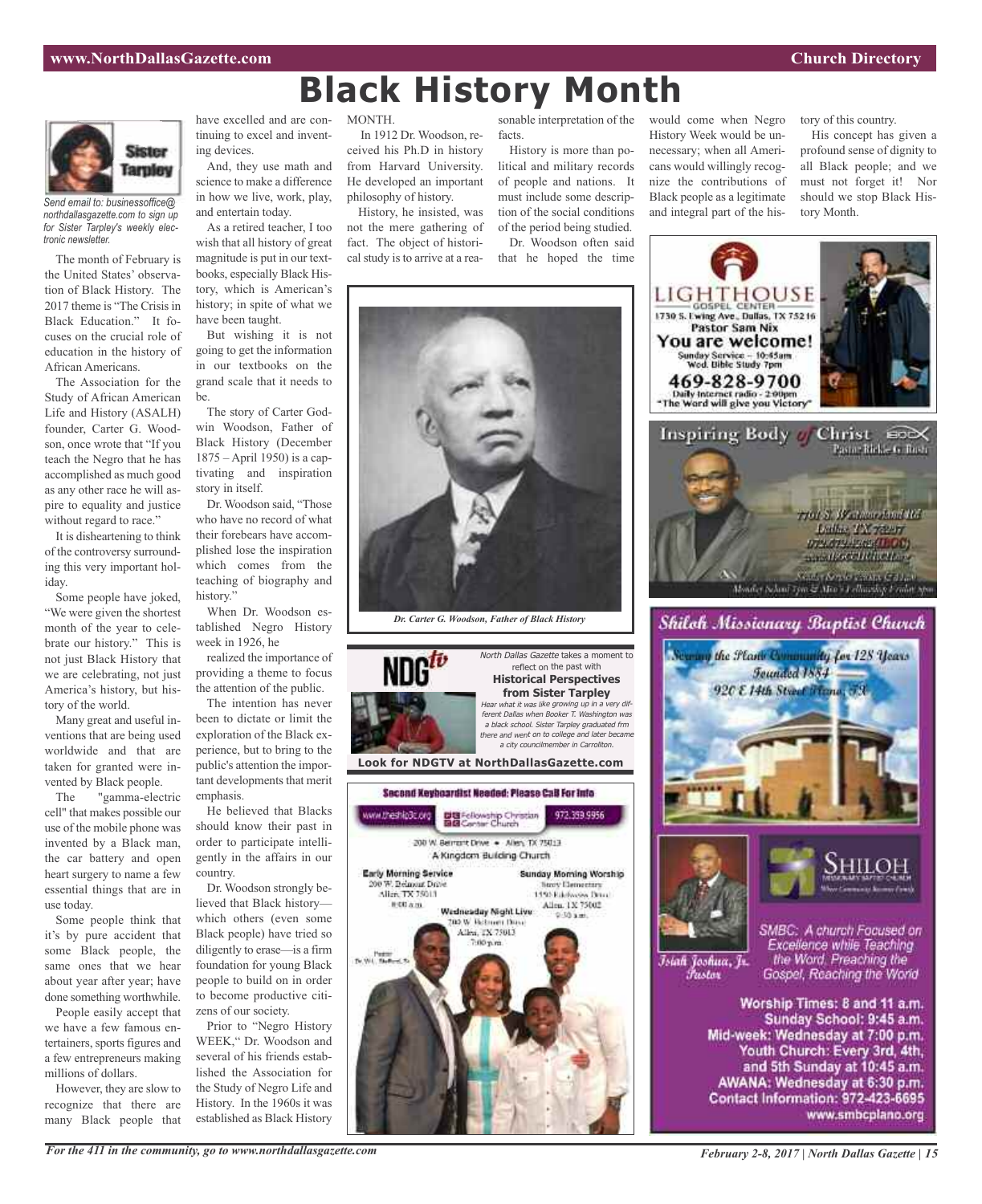# Black History Month

*Send email to: businessoffice@northdallasgazette.com to sign up for Sister Tarpley's weekly electronic newsletter.*

The month of February is the United States' observation of Black History. The 2017 theme is "The Crisis in Black Education." It focuses on the crucial role of education in the history of African Americans.

The Association for the Study of African American Life and History (ASALH) founder, Carter G. Woodson, once wrote that "If you teach the Negro that he has accomplished as much good as any other race he will aspire to equality and justice without regard to race."

It is disheartening to think of the controversy surrounding this very important holiday.

Some people have joked, "We were given the shortest month of the year to celebrate our history." This is not just Black History that we are celebrating, not just America's history, but history of the world.

Many great and useful inventions that are being used worldwide and that are taken for granted were invented by Black people.

The "gamma-electric cell" that makes possible our use of the mobile phone was invented by a Black man, the car battery and open heart surgery to name a few essential things that are in use today.

Some people think that it's by pure accident that some Black people, the same ones that we hear about year after year; have done something worthwhile.

People easily accept that we have a few famous entertainers, sports figures and a few entrepreneurs making millions of dollars.

However, they are slow to recognize that there are many Black people that have excelled and are continuing to excel and inventing devices.

And, they use math and science to make a difference in how we live, work, play, and entertain today.

As a retired teacher, I too wish that all history of great magnitude is put in our textbooks, especially Black History, which is American's history; in spite of what we have been taught.

But wishing it is not going to get the information in our textbooks on the grand scale that it needs to be.

The story of Carter Godwin Woodson, Father of Black History (December 1875 – April 1950) is a captivating and inspiration story in itself.

Dr. Woodson said, "Those who have no record of what their forebears have accomplished lose the inspiration which comes from the teaching of biography and history."

When Dr. Woodson established Negro History week in 1926, he realized the importance of providing a theme to focus the attention of the public.

The intention has never been to dictate or limit the exploration of the Black experience, but to bring to the public's attention the important developments that merit emphasis.

He believed that Blacks should know their past in order to participate intelligently in the affairs in our country.

Dr. Woodson strongly believed that Black history—which others (even some Black people) have tried so diligently to erase—is a firm foundation for young Black people to build on in order to become productive citizens of our society.

Prior to "Negro History WEEK," Dr. Woodson and several of his friends established the Association for the Study of Negro Life and History. In the 1960s it was established as Black History MONTH.

In 1912 Dr. Woodson, received his Ph.D in history from Harvard University. He developed an important philosophy of history.

History, he insisted, was not the mere gathering of fact. The object of historical study is to arrive at a reasonable interpretation of the facts.

History is more than political and military records of people and nations. It must include some description of the social conditions of the period being studied.

Dr. Woodson often said that he hoped the time would come when Negro History Week would be unnecessary; when all Americans would willingly recognize the contributions of Black people as a legitimate and integral part of the history of this country.

His concept has given a profound sense of dignity to all Black people; and we must not forget it! Nor should we stop Black History Month.

*Dr. Carter G. Woodson, Father of Black History*

*North Dallas Gazette* takes a moment to reflect on the past with **Historical Perspectives from Sister Tarpley**

*Hear what it was like growing up in a very different Dallas when Booker T. Washington was a black school. Sister Tarpley graduated frm there and went on to college and later became a city councilmember in Carrollton.*

**Look for NDGTV at NorthDallasGazette.com**

**LIGHTHOUSE GOSPEL CENTER**
1730 S. Ewing Ave., Dallas, TX 75216
Pastor Sam Nix
**You are welcome!**
Sunday Service – 10:45am
Wed. Bible Study 7pm
**469-828-9700**
Daily Internet radio - 2:00pm
"The Word will give you Victory"

**Inspiring Body of Christ**
Pastor Rickie G. Rush

**Second Keyboardist Needed: Please Call For Info**

www.theshipfcc.org — Fellowship Christian Center Church — 972.359.9956

200 W. Belmont Drive • Allen, TX 75013
A Kingdom Building Church

Early Morning Service
200 W. Belmont Drive
Allen, TX 75013
8:00 a.m.

Sunday Morning Worship
Story Elementary
1550 Edelweiss Drive
Allen, TX 75002
9:30 a.m.

Wednesday Night Live
200 W. Belmont Drive
Allen, TX 75013
7:00 p.m.

**Shiloh Missionary Baptist Church**
Serving the Plano Community for 128 Years
Founded 1884
920 E 14th Street Plano, TX

SHILOH MISSIONARY BAPTIST CHURCH

Isiah Joshua, Jr.
Pastor

SMBC: A church Focused on Excellence while Teaching the Word, Preaching the Gospel, Reaching the World

**Worship Times: 8 and 11 a.m.**
**Sunday School: 9:45 a.m.**
**Mid-week: Wednesday at 7:00 p.m.**
**Youth Church: Every 3rd, 4th, and 5th Sunday at 10:45 a.m.**
**AWANA: Wednesday at 6:30 p.m.**
**Contact Information: 972-423-6695**
**www.smbcplano.org**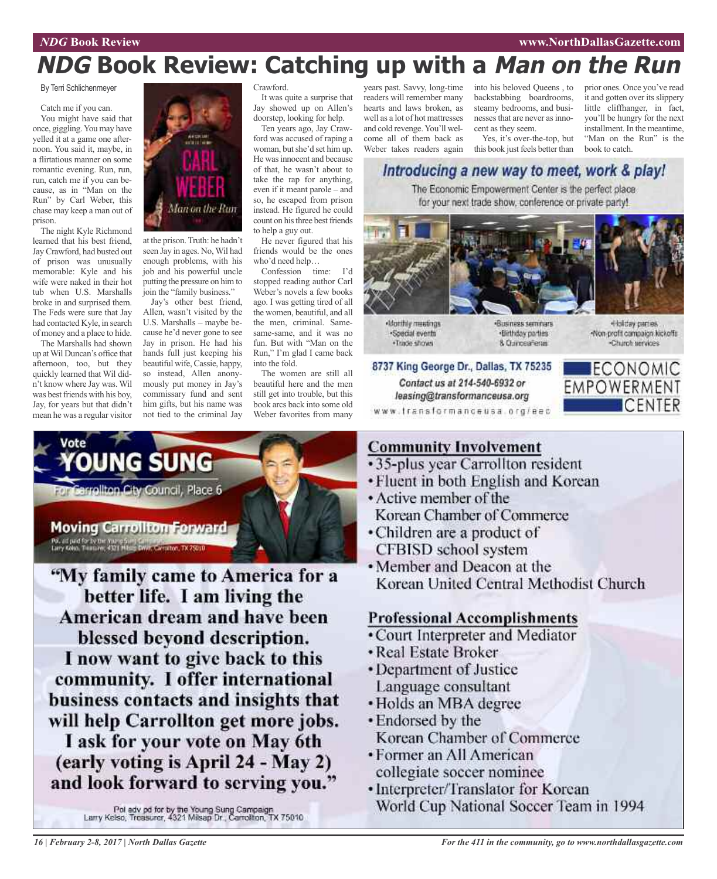# NDG Book Review: Catching up with a *Man on the Run*

By Terri Schlichenmeyer

Catch me if you can.

You might have said that once, giggling. You may have yelled it at a game one afternoon. You said it, maybe, in a flirtatious manner on some romantic evening. Run, run, run, catch me if you can because, as in "Man on the Run" by Carl Weber, this chase may keep a man out of prison.

The night Kyle Richmond learned that his best friend, Jay Crawford, had busted out of prison was unusually memorable: Kyle and his wife were naked in their hot tub when U.S. Marshalls broke in and surprised them. The Feds were sure that Jay had contacted Kyle, in search of money and a place to hide.

The Marshalls had shown up at Wil Duncan's office that afternoon, too, but they quickly learned that Wil didn't know where Jay was. Wil was best friends with his boy, Jay, for years but that didn't mean he was a regular visitor at the prison. Truth: he hadn't seen Jay in ages. No, Wil had enough problems, with his job and his powerful uncle putting the pressure on him to join the "family business."

Jay's other best friend, Allen, wasn't visited by the U.S. Marshalls – maybe because he'd never gone to see Jay in prison. He had his hands full just keeping his beautiful wife, Cassie, happy, so instead, Allen anonymously put money in Jay's commissary fund and sent him gifts, but his name was not tied to the criminal Jay Crawford.

It was quite a surprise that Jay showed up on Allen's doorstep, looking for help.

Ten years ago, Jay Crawford was accused of raping a woman, but she'd set him up. He was innocent and because of that, he wasn't about to take the rap for anything, even if it meant parole – and so, he escaped from prison instead. He figured he could count on his three best friends to help a guy out.

He never figured that his friends would be the ones who'd need help…

Confession time: I'd stopped reading author Carl Weber's novels a few books ago. I was getting tired of all the women, beautiful, and all the men, criminal. Same-same-same, and it was no fun. But with "Man on the Run," I'm glad I came back into the fold.

The women are still all beautiful here and the men still get into trouble, but this book arcs back into some old Weber favorites from many years past. Savvy, long-time readers will remember many hearts and laws broken, as well as a lot of hot mattresses and cold revenge. You'll welcome all of them back as Weber takes readers again into his beloved Queens , to backstabbing boardrooms, steamy bedrooms, and businesses that are never as innocent as they seem.

Yes, it's over-the-top, but this book just feels better than prior ones. Once you've read it and gotten over its slippery little cliffhanger, in fact, you'll be hungry for the next installment. In the meantime, "Man on the Run" is the book to catch.

---

*Introducing a new way to meet, work & play!*

The Economic Empowerment Center is the perfect place for your next trade show, conference or private party!

- Monthly meetings
- Special events
- Trade shows
- Business seminars
- Birthday parties & Quinceañeras
- Holiday parties
- Non-profit campaign kickoffs
- Church services

**8737 King George Dr., Dallas, TX 75235**

*Contact us at 214-540-6932 or leasing@transformanceusa.org*

www.transformanceusa.org/eec

ECONOMIC EMPOWERMENT CENTER

---

Vote **YOUNG SUNG**

For Carrollton City Council, Place 6

**Moving Carrollton Forward**

**"My family came to America for a better life. I am living the American dream and have been blessed beyond description. I now want to give back to this community. I offer international business contacts and insights that will help Carrollton get more jobs. I ask for your vote on May 6th (early voting is April 24 - May 2) and look forward to serving you."**

**Community Involvement**

- 35-plus year Carrollton resident
- Fluent in both English and Korean
- Active member of the Korean Chamber of Commerce
- Children are a product of CFBISD school system
- Member and Deacon at the Korean United Central Methodist Church

**Professional Accomplishments**

- Court Interpreter and Mediator
- Real Estate Broker
- Department of Justice Language consultant
- Holds an MBA degree
- Endorsed by the Korean Chamber of Commerce
- Former an All American collegiate soccer nominee
- Interpreter/Translator for Korean World Cup National Soccer Team in 1994

Pol adv pd for by the Young Sung Campaign
Larry Kelso, Treasurer, 4321 Milsap Dr., Carrollton, TX 75010